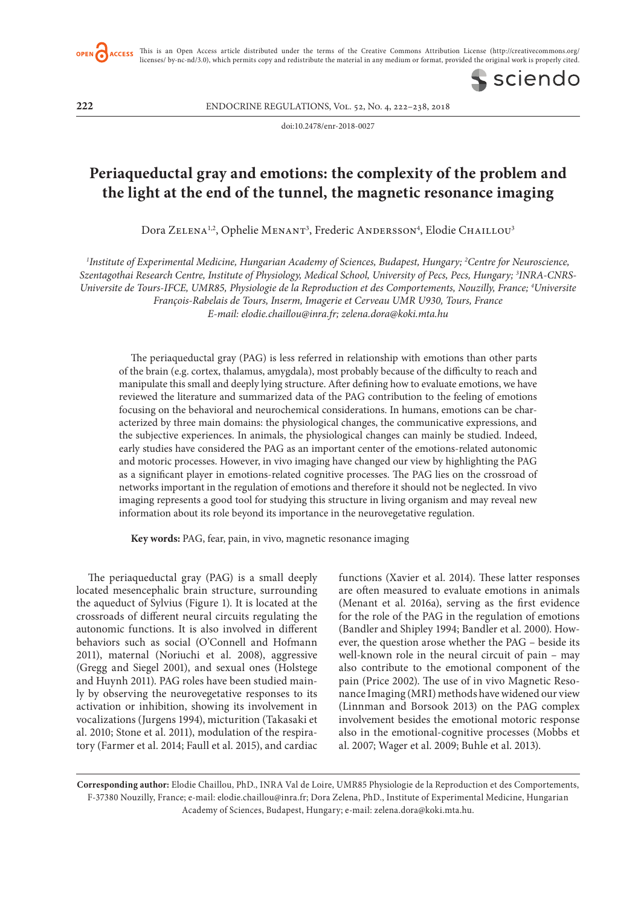This is an Open Access article distributed under the terms of the Creative Commons Attribution License (http://creativecommons.org/licenses/ by-nc-nd/3.0), which permits copy and redistribute the material in any medium or format, provided the original work is properly cited.

doi:10.2478/enr-2018-0027

# Periaqueductal gray and emotions: the complexity of the problem and the light at the end of the tunnel, the magnetic resonance imaging

Dora Zelena[1,2], Ophelie Menant[3], Frederic Andersson[4], Elodie Chaillou[3]

[1]*Institute of Experimental Medicine, Hungarian Academy of Sciences, Budapest, Hungary;* [2]*Centre for Neuroscience, Szentagothai Research Centre, Institute of Physiology, Medical School, University of Pecs, Pecs, Hungary;* [3]*INRA-CNRS-Universite de Tours-IFCE, UMR85, Physiologie de la Reproduction et des Comportements, Nouzilly, France;* [4]*Universite François-Rabelais de Tours, Inserm, Imagerie et Cerveau UMR U930, Tours, France*
*E-mail: elodie.chaillou@inra.fr; zelena.dora@koki.mta.hu*

The periaqueductal gray (PAG) is less referred in relationship with emotions than other parts of the brain (e.g. cortex, thalamus, amygdala), most probably because of the difficulty to reach and manipulate this small and deeply lying structure. After defining how to evaluate emotions, we have reviewed the literature and summarized data of the PAG contribution to the feeling of emotions focusing on the behavioral and neurochemical considerations. In humans, emotions can be characterized by three main domains: the physiological changes, the communicative expressions, and the subjective experiences. In animals, the physiological changes can mainly be studied. Indeed, early studies have considered the PAG as an important center of the emotions-related autonomic and motoric processes. However, in vivo imaging have changed our view by highlighting the PAG as a significant player in emotions-related cognitive processes. The PAG lies on the crossroad of networks important in the regulation of emotions and therefore it should not be neglected. In vivo imaging represents a good tool for studying this structure in living organism and may reveal new information about its role beyond its importance in the neurovegetative regulation.

**Key words:** PAG, fear, pain, in vivo, magnetic resonance imaging

The periaqueductal gray (PAG) is a small deeply located mesencephalic brain structure, surrounding the aqueduct of Sylvius (Figure 1). It is located at the crossroads of different neural circuits regulating the autonomic functions. It is also involved in different behaviors such as social (O'Connell and Hofmann 2011), maternal (Noriuchi et al. 2008), aggressive (Gregg and Siegel 2001), and sexual ones (Holstege and Huynh 2011). PAG roles have been studied mainly by observing the neurovegetative responses to its activation or inhibition, showing its involvement in vocalizations (Jurgens 1994), micturition (Takasaki et al. 2010; Stone et al. 2011), modulation of the respiratory (Farmer et al. 2014; Faull et al. 2015), and cardiac functions (Xavier et al. 2014). These latter responses are often measured to evaluate emotions in animals (Menant et al. 2016a), serving as the first evidence for the role of the PAG in the regulation of emotions (Bandler and Shipley 1994; Bandler et al. 2000). However, the question arose whether the PAG – beside its well-known role in the neural circuit of pain – may also contribute to the emotional component of the pain (Price 2002). The use of in vivo Magnetic Resonance Imaging (MRI) methods have widened our view (Linnman and Borsook 2013) on the PAG complex involvement besides the emotional motoric response also in the emotional-cognitive processes (Mobbs et al. 2007; Wager et al. 2009; Buhle et al. 2013).

**Corresponding author:** Elodie Chaillou, PhD., INRA Val de Loire, UMR85 Physiologie de la Reproduction et des Comportements, F-37380 Nouzilly, France; e-mail: elodie.chaillou@inra.fr; Dora Zelena, PhD., Institute of Experimental Medicine, Hungarian Academy of Sciences, Budapest, Hungary; e-mail: zelena.dora@koki.mta.hu.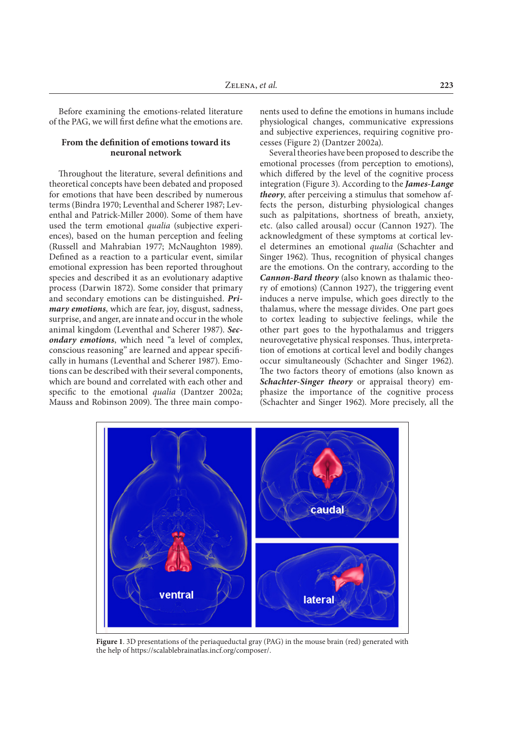Before examining the emotions-related literature of the PAG, we will first define what the emotions are.

## From the definition of emotions toward its neuronal network

Throughout the literature, several definitions and theoretical concepts have been debated and proposed for emotions that have been described by numerous terms (Bindra 1970; Leventhal and Scherer 1987; Leventhal and Patrick-Miller 2000). Some of them have used the term emotional *qualia* (subjective experiences), based on the human perception and feeling (Russell and Mahrabian 1977; McNaughton 1989). Defined as a reaction to a particular event, similar emotional expression has been reported throughout species and described it as an evolutionary adaptive process (Darwin 1872). Some consider that primary and secondary emotions can be distinguished. ***Primary emotions***, which are fear, joy, disgust, sadness, surprise, and anger, are innate and occur in the whole animal kingdom (Leventhal and Scherer 1987). ***Secondary emotions***, which need "a level of complex, conscious reasoning" are learned and appear specifically in humans (Leventhal and Scherer 1987). Emotions can be described with their several components, which are bound and correlated with each other and specific to the emotional *qualia* (Dantzer 2002a; Mauss and Robinson 2009). The three main components used to define the emotions in humans include physiological changes, communicative expressions and subjective experiences, requiring cognitive processes (Figure 2) (Dantzer 2002a).

Several theories have been proposed to describe the emotional processes (from perception to emotions), which differed by the level of the cognitive process integration (Figure 3). According to the ***James-Lange theory***, after perceiving a stimulus that somehow affects the person, disturbing physiological changes such as palpitations, shortness of breath, anxiety, etc. (also called arousal) occur (Cannon 1927). The acknowledgment of these symptoms at cortical level determines an emotional *qualia* (Schachter and Singer 1962). Thus, recognition of physical changes are the emotions. On the contrary, according to the ***Cannon-Bard theory*** (also known as thalamic theory of emotions) (Cannon 1927), the triggering event induces a nerve impulse, which goes directly to the thalamus, where the message divides. One part goes to cortex leading to subjective feelings, while the other part goes to the hypothalamus and triggers neurovegetative physical responses. Thus, interpretation of emotions at cortical level and bodily changes occur simultaneously (Schachter and Singer 1962). The two factors theory of emotions (also known as ***Schachter-Singer theory*** or appraisal theory) emphasize the importance of the cognitive process (Schachter and Singer 1962). More precisely, all the

**Figure 1**. 3D presentations of the periaqueductal gray (PAG) in the mouse brain (red) generated with the help of https://scalablebrainatlas.incf.org/composer/.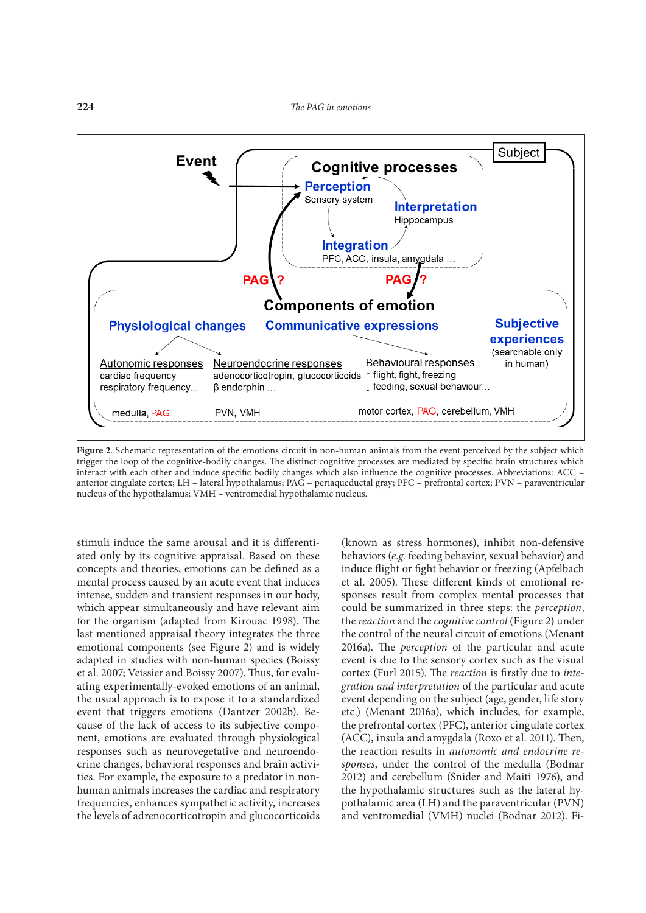**Figure 2**. Schematic representation of the emotions circuit in non-human animals from the event perceived by the subject which trigger the loop of the cognitive-bodily changes. The distinct cognitive processes are mediated by specific brain structures which interact with each other and induce specific bodily changes which also influence the cognitive processes. Abbreviations: ACC – anterior cingulate cortex; LH – lateral hypothalamus; PAG – periaqueductal gray; PFC – prefrontal cortex; PVN – paraventricular nucleus of the hypothalamus; VMH – ventromedial hypothalamic nucleus.

stimuli induce the same arousal and it is differentiated only by its cognitive appraisal. Based on these concepts and theories, emotions can be defined as a mental process caused by an acute event that induces intense, sudden and transient responses in our body, which appear simultaneously and have relevant aim for the organism (adapted from Kirouac 1998). The last mentioned appraisal theory integrates the three emotional components (see Figure 2) and is widely adapted in studies with non-human species (Boissy et al. 2007; Veissier and Boissy 2007). Thus, for evaluating experimentally-evoked emotions of an animal, the usual approach is to expose it to a standardized event that triggers emotions (Dantzer 2002b). Because of the lack of access to its subjective component, emotions are evaluated through physiological responses such as neurovegetative and neuroendocrine changes, behavioral responses and brain activities. For example, the exposure to a predator in non-human animals increases the cardiac and respiratory frequencies, enhances sympathetic activity, increases the levels of adrenocorticotropin and glucocorticoids (known as stress hormones), inhibit non-defensive behaviors (*e.g.* feeding behavior, sexual behavior) and induce flight or fight behavior or freezing (Apfelbach et al. 2005). These different kinds of emotional responses result from complex mental processes that could be summarized in three steps: the *perception*, the *reaction* and the *cognitive control* (Figure 2) under the control of the neural circuit of emotions (Menant 2016a). The *perception* of the particular and acute event is due to the sensory cortex such as the visual cortex (Furl 2015). The *reaction* is firstly due to *integration and interpretation* of the particular and acute event depending on the subject (age, gender, life story etc.) (Menant 2016a), which includes, for example, the prefrontal cortex (PFC), anterior cingulate cortex (ACC), insula and amygdala (Roxo et al. 2011). Then, the reaction results in *autonomic and endocrine responses*, under the control of the medulla (Bodnar 2012) and cerebellum (Snider and Maiti 1976), and the hypothalamic structures such as the lateral hypothalamic area (LH) and the paraventricular (PVN) and ventromedial (VMH) nuclei (Bodnar 2012). Fi-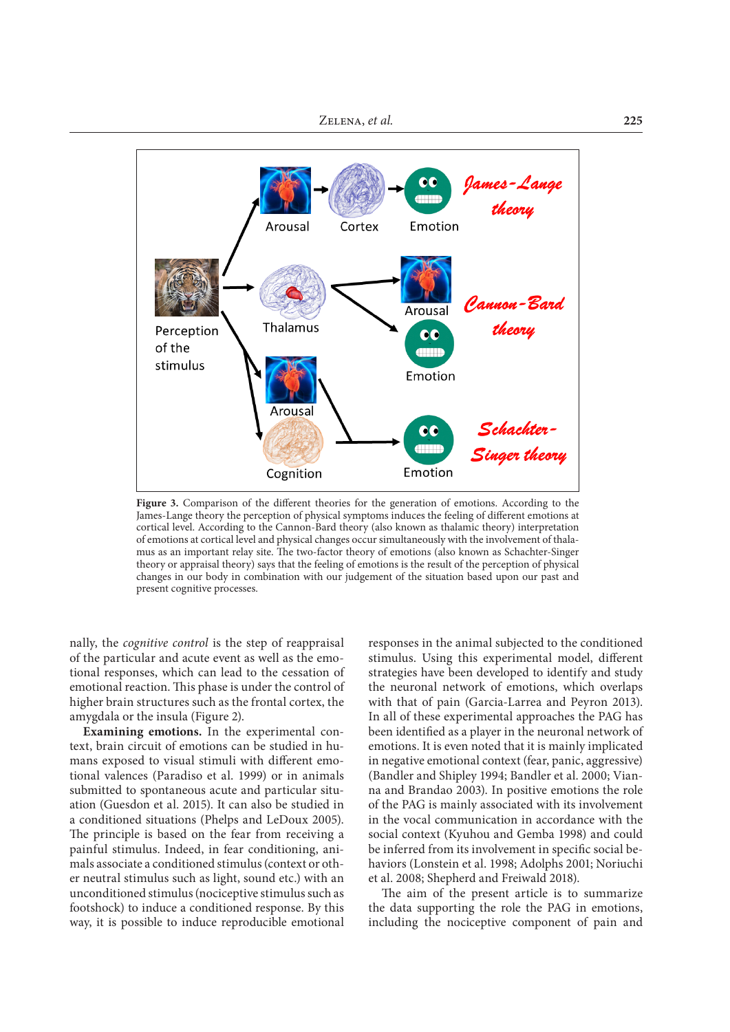**Figure 3.** Comparison of the different theories for the generation of emotions. According to the James-Lange theory the perception of physical symptoms induces the feeling of different emotions at cortical level. According to the Cannon-Bard theory (also known as thalamic theory) interpretation of emotions at cortical level and physical changes occur simultaneously with the involvement of thalamus as an important relay site. The two-factor theory of emotions (also known as Schachter-Singer theory or appraisal theory) says that the feeling of emotions is the result of the perception of physical changes in our body in combination with our judgement of the situation based upon our past and present cognitive processes.

nally, the *cognitive control* is the step of reappraisal of the particular and acute event as well as the emotional responses, which can lead to the cessation of emotional reaction. This phase is under the control of higher brain structures such as the frontal cortex, the amygdala or the insula (Figure 2).

**Examining emotions.** In the experimental context, brain circuit of emotions can be studied in humans exposed to visual stimuli with different emotional valences (Paradiso et al. 1999) or in animals submitted to spontaneous acute and particular situation (Guesdon et al. 2015). It can also be studied in a conditioned situations (Phelps and LeDoux 2005). The principle is based on the fear from receiving a painful stimulus. Indeed, in fear conditioning, animals associate a conditioned stimulus (context or other neutral stimulus such as light, sound etc.) with an unconditioned stimulus (nociceptive stimulus such as footshock) to induce a conditioned response. By this way, it is possible to induce reproducible emotional responses in the animal subjected to the conditioned stimulus. Using this experimental model, different strategies have been developed to identify and study the neuronal network of emotions, which overlaps with that of pain (Garcia-Larrea and Peyron 2013). In all of these experimental approaches the PAG has been identified as a player in the neuronal network of emotions. It is even noted that it is mainly implicated in negative emotional context (fear, panic, aggressive) (Bandler and Shipley 1994; Bandler et al. 2000; Vianna and Brandao 2003). In positive emotions the role of the PAG is mainly associated with its involvement in the vocal communication in accordance with the social context (Kyuhou and Gemba 1998) and could be inferred from its involvement in specific social behaviors (Lonstein et al. 1998; Adolphs 2001; Noriuchi et al. 2008; Shepherd and Freiwald 2018).

The aim of the present article is to summarize the data supporting the role the PAG in emotions, including the nociceptive component of pain and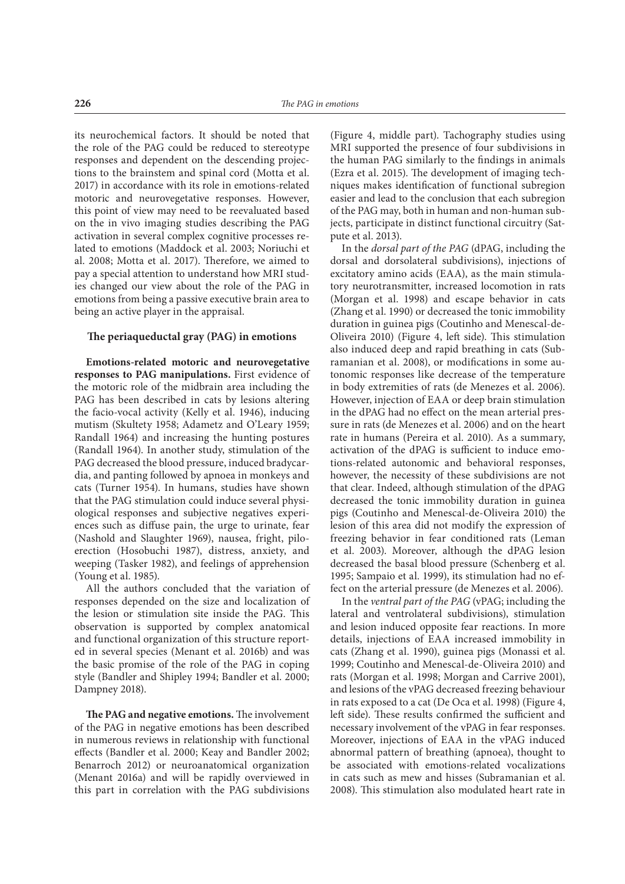its neurochemical factors. It should be noted that the role of the PAG could be reduced to stereotype responses and dependent on the descending projections to the brainstem and spinal cord (Motta et al. 2017) in accordance with its role in emotions-related motoric and neurovegetative responses. However, this point of view may need to be reevaluated based on the in vivo imaging studies describing the PAG activation in several complex cognitive processes related to emotions (Maddock et al. 2003; Noriuchi et al. 2008; Motta et al. 2017). Therefore, we aimed to pay a special attention to understand how MRI studies changed our view about the role of the PAG in emotions from being a passive executive brain area to being an active player in the appraisal.

## The periaqueductal gray (PAG) in emotions

**Emotions-related motoric and neurovegetative responses to PAG manipulations.** First evidence of the motoric role of the midbrain area including the PAG has been described in cats by lesions altering the facio-vocal activity (Kelly et al. 1946), inducing mutism (Skultety 1958; Adametz and O'Leary 1959; Randall 1964) and increasing the hunting postures (Randall 1964). In another study, stimulation of the PAG decreased the blood pressure, induced bradycardia, and panting followed by apnoea in monkeys and cats (Turner 1954). In humans, studies have shown that the PAG stimulation could induce several physiological responses and subjective negatives experiences such as diffuse pain, the urge to urinate, fear (Nashold and Slaughter 1969), nausea, fright, piloerection (Hosobuchi 1987), distress, anxiety, and weeping (Tasker 1982), and feelings of apprehension (Young et al. 1985).

All the authors concluded that the variation of responses depended on the size and localization of the lesion or stimulation site inside the PAG. This observation is supported by complex anatomical and functional organization of this structure reported in several species (Menant et al. 2016b) and was the basic promise of the role of the PAG in coping style (Bandler and Shipley 1994; Bandler et al. 2000; Dampney 2018).

**The PAG and negative emotions.** The involvement of the PAG in negative emotions has been described in numerous reviews in relationship with functional effects (Bandler et al. 2000; Keay and Bandler 2002; Benarroch 2012) or neuroanatomical organization (Menant 2016a) and will be rapidly overviewed in this part in correlation with the PAG subdivisions (Figure 4, middle part). Tachography studies using MRI supported the presence of four subdivisions in the human PAG similarly to the findings in animals (Ezra et al. 2015). The development of imaging techniques makes identification of functional subregion easier and lead to the conclusion that each subregion of the PAG may, both in human and non-human subjects, participate in distinct functional circuitry (Satpute et al. 2013).

In the *dorsal part of the PAG* (dPAG, including the dorsal and dorsolateral subdivisions), injections of excitatory amino acids (EAA), as the main stimulatory neurotransmitter, increased locomotion in rats (Morgan et al. 1998) and escape behavior in cats (Zhang et al. 1990) or decreased the tonic immobility duration in guinea pigs (Coutinho and Menescal-de-Oliveira 2010) (Figure 4, left side). This stimulation also induced deep and rapid breathing in cats (Subramanian et al. 2008), or modifications in some autonomic responses like decrease of the temperature in body extremities of rats (de Menezes et al. 2006). However, injection of EAA or deep brain stimulation in the dPAG had no effect on the mean arterial pressure in rats (de Menezes et al. 2006) and on the heart rate in humans (Pereira et al. 2010). As a summary, activation of the dPAG is sufficient to induce emotions-related autonomic and behavioral responses, however, the necessity of these subdivisions are not that clear. Indeed, although stimulation of the dPAG decreased the tonic immobility duration in guinea pigs (Coutinho and Menescal-de-Oliveira 2010) the lesion of this area did not modify the expression of freezing behavior in fear conditioned rats (Leman et al. 2003). Moreover, although the dPAG lesion decreased the basal blood pressure (Schenberg et al. 1995; Sampaio et al. 1999), its stimulation had no effect on the arterial pressure (de Menezes et al. 2006).

In the *ventral part of the PAG* (vPAG; including the lateral and ventrolateral subdivisions), stimulation and lesion induced opposite fear reactions. In more details, injections of EAA increased immobility in cats (Zhang et al. 1990), guinea pigs (Monassi et al. 1999; Coutinho and Menescal-de-Oliveira 2010) and rats (Morgan et al. 1998; Morgan and Carrive 2001), and lesions of the vPAG decreased freezing behaviour in rats exposed to a cat (De Oca et al. 1998) (Figure 4, left side). These results confirmed the sufficient and necessary involvement of the vPAG in fear responses. Moreover, injections of EAA in the vPAG induced abnormal pattern of breathing (apnoea), thought to be associated with emotions-related vocalizations in cats such as mew and hisses (Subramanian et al. 2008). This stimulation also modulated heart rate in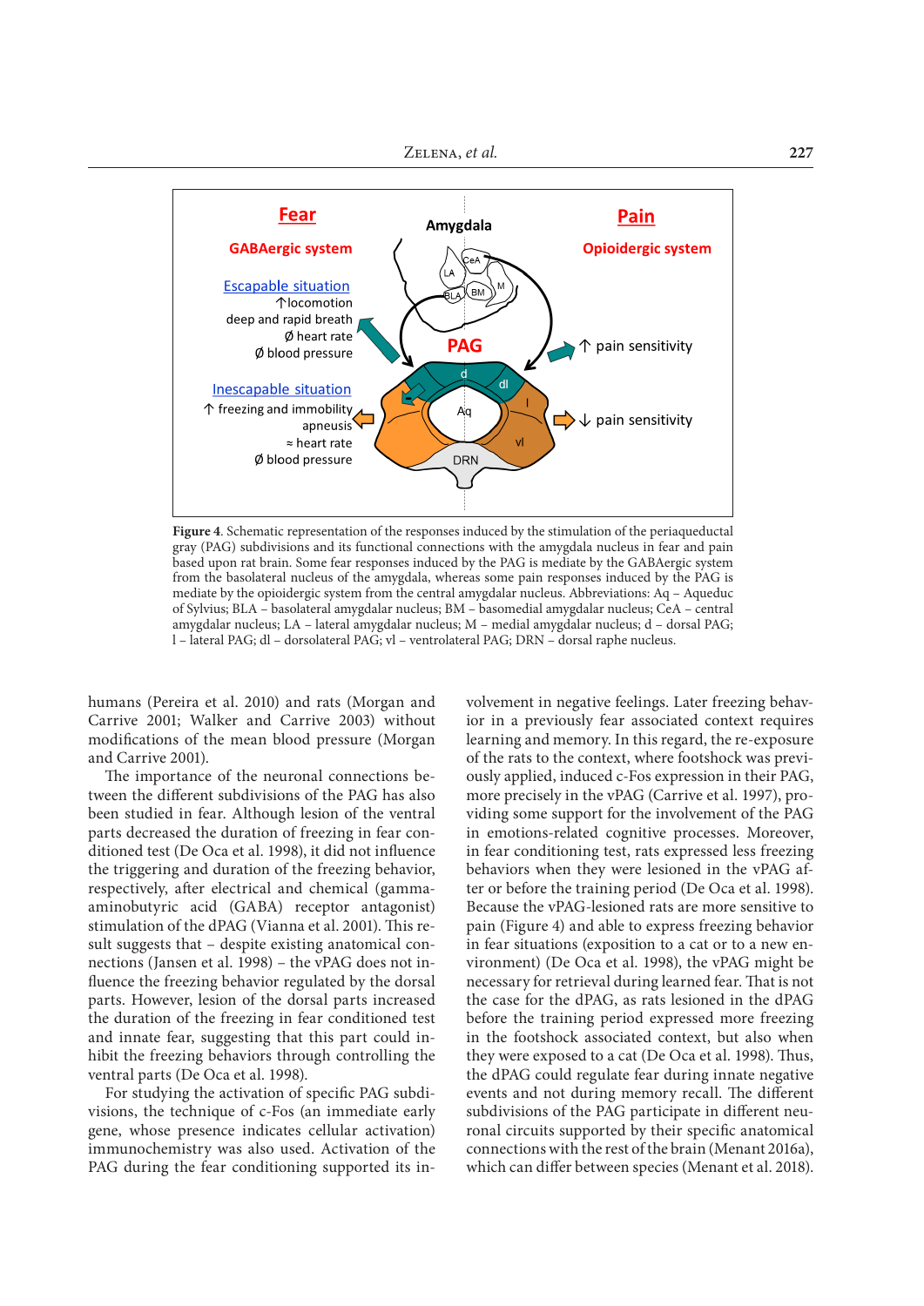**Figure 4**. Schematic representation of the responses induced by the stimulation of the periaqueductal gray (PAG) subdivisions and its functional connections with the amygdala nucleus in fear and pain based upon rat brain. Some fear responses induced by the PAG is mediate by the GABAergic system from the basolateral nucleus of the amygdala, whereas some pain responses induced by the PAG is mediate by the opioidergic system from the central amygdalar nucleus. Abbreviations: Aq – Aqueduc of Sylvius; BLA – basolateral amygdalar nucleus; BM – basomedial amygdalar nucleus; CeA – central amygdalar nucleus; LA – lateral amygdalar nucleus; M – medial amygdalar nucleus; d – dorsal PAG; l – lateral PAG; dl – dorsolateral PAG; vl – ventrolateral PAG; DRN – dorsal raphe nucleus.

humans (Pereira et al. 2010) and rats (Morgan and Carrive 2001; Walker and Carrive 2003) without modifications of the mean blood pressure (Morgan and Carrive 2001).

The importance of the neuronal connections between the different subdivisions of the PAG has also been studied in fear. Although lesion of the ventral parts decreased the duration of freezing in fear conditioned test (De Oca et al. 1998), it did not influence the triggering and duration of the freezing behavior, respectively, after electrical and chemical (gamma-aminobutyric acid (GABA) receptor antagonist) stimulation of the dPAG (Vianna et al. 2001). This result suggests that – despite existing anatomical connections (Jansen et al. 1998) – the vPAG does not influence the freezing behavior regulated by the dorsal parts. However, lesion of the dorsal parts increased the duration of the freezing in fear conditioned test and innate fear, suggesting that this part could inhibit the freezing behaviors through controlling the ventral parts (De Oca et al. 1998).

For studying the activation of specific PAG subdivisions, the technique of c-Fos (an immediate early gene, whose presence indicates cellular activation) immunochemistry was also used. Activation of the PAG during the fear conditioning supported its involvement in negative feelings. Later freezing behavior in a previously fear associated context requires learning and memory. In this regard, the re-exposure of the rats to the context, where footshock was previously applied, induced c-Fos expression in their PAG, more precisely in the vPAG (Carrive et al. 1997), providing some support for the involvement of the PAG in emotions-related cognitive processes. Moreover, in fear conditioning test, rats expressed less freezing behaviors when they were lesioned in the vPAG after or before the training period (De Oca et al. 1998). Because the vPAG-lesioned rats are more sensitive to pain (Figure 4) and able to express freezing behavior in fear situations (exposition to a cat or to a new environment) (De Oca et al. 1998), the vPAG might be necessary for retrieval during learned fear. That is not the case for the dPAG, as rats lesioned in the dPAG before the training period expressed more freezing in the footshock associated context, but also when they were exposed to a cat (De Oca et al. 1998). Thus, the dPAG could regulate fear during innate negative events and not during memory recall. The different subdivisions of the PAG participate in different neuronal circuits supported by their specific anatomical connections with the rest of the brain (Menant 2016a), which can differ between species (Menant et al. 2018).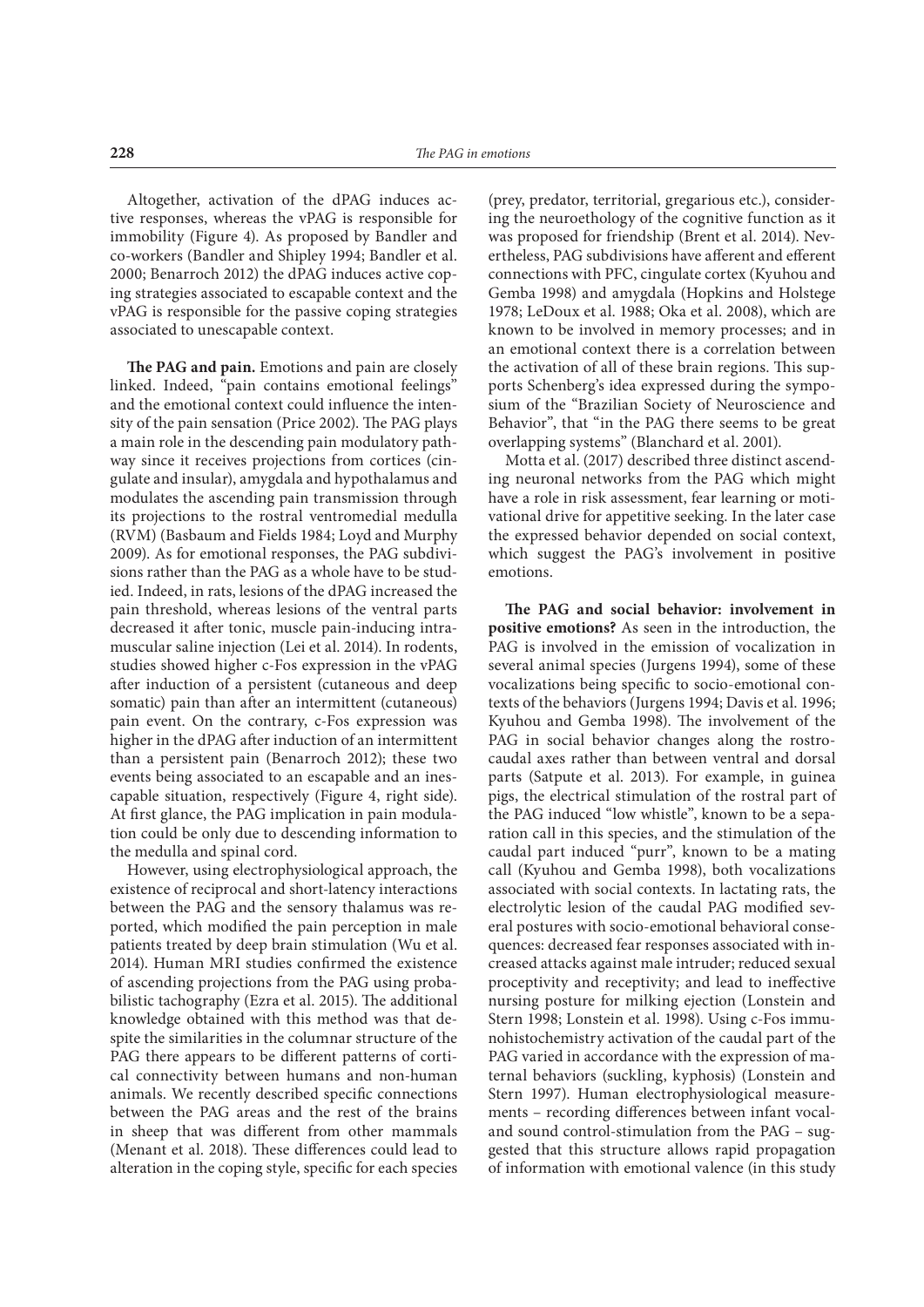Altogether, activation of the dPAG induces active responses, whereas the vPAG is responsible for immobility (Figure 4). As proposed by Bandler and co-workers (Bandler and Shipley 1994; Bandler et al. 2000; Benarroch 2012) the dPAG induces active coping strategies associated to escapable context and the vPAG is responsible for the passive coping strategies associated to unescapable context.

**The PAG and pain.** Emotions and pain are closely linked. Indeed, "pain contains emotional feelings" and the emotional context could influence the intensity of the pain sensation (Price 2002). The PAG plays a main role in the descending pain modulatory pathway since it receives projections from cortices (cingulate and insular), amygdala and hypothalamus and modulates the ascending pain transmission through its projections to the rostral ventromedial medulla (RVM) (Basbaum and Fields 1984; Loyd and Murphy 2009). As for emotional responses, the PAG subdivisions rather than the PAG as a whole have to be studied. Indeed, in rats, lesions of the dPAG increased the pain threshold, whereas lesions of the ventral parts decreased it after tonic, muscle pain-inducing intramuscular saline injection (Lei et al. 2014). In rodents, studies showed higher c-Fos expression in the vPAG after induction of a persistent (cutaneous and deep somatic) pain than after an intermittent (cutaneous) pain event. On the contrary, c-Fos expression was higher in the dPAG after induction of an intermittent than a persistent pain (Benarroch 2012); these two events being associated to an escapable and an inescapable situation, respectively (Figure 4, right side). At first glance, the PAG implication in pain modulation could be only due to descending information to the medulla and spinal cord.

However, using electrophysiological approach, the existence of reciprocal and short-latency interactions between the PAG and the sensory thalamus was reported, which modified the pain perception in male patients treated by deep brain stimulation (Wu et al. 2014). Human MRI studies confirmed the existence of ascending projections from the PAG using probabilistic tachography (Ezra et al. 2015). The additional knowledge obtained with this method was that despite the similarities in the columnar structure of the PAG there appears to be different patterns of cortical connectivity between humans and non-human animals. We recently described specific connections between the PAG areas and the rest of the brains in sheep that was different from other mammals (Menant et al. 2018). These differences could lead to alteration in the coping style, specific for each species (prey, predator, territorial, gregarious etc.), considering the neuroethology of the cognitive function as it was proposed for friendship (Brent et al. 2014). Nevertheless, PAG subdivisions have afferent and efferent connections with PFC, cingulate cortex (Kyuhou and Gemba 1998) and amygdala (Hopkins and Holstege 1978; LeDoux et al. 1988; Oka et al. 2008), which are known to be involved in memory processes; and in an emotional context there is a correlation between the activation of all of these brain regions. This supports Schenberg's idea expressed during the symposium of the "Brazilian Society of Neuroscience and Behavior", that "in the PAG there seems to be great overlapping systems" (Blanchard et al. 2001).

Motta et al. (2017) described three distinct ascending neuronal networks from the PAG which might have a role in risk assessment, fear learning or motivational drive for appetitive seeking. In the later case the expressed behavior depended on social context, which suggest the PAG's involvement in positive emotions.

**The PAG and social behavior: involvement in positive emotions?** As seen in the introduction, the PAG is involved in the emission of vocalization in several animal species (Jurgens 1994), some of these vocalizations being specific to socio-emotional contexts of the behaviors (Jurgens 1994; Davis et al. 1996; Kyuhou and Gemba 1998). The involvement of the PAG in social behavior changes along the rostrocaudal axes rather than between ventral and dorsal parts (Satpute et al. 2013). For example, in guinea pigs, the electrical stimulation of the rostral part of the PAG induced "low whistle", known to be a separation call in this species, and the stimulation of the caudal part induced "purr", known to be a mating call (Kyuhou and Gemba 1998), both vocalizations associated with social contexts. In lactating rats, the electrolytic lesion of the caudal PAG modified several postures with socio-emotional behavioral consequences: decreased fear responses associated with increased attacks against male intruder; reduced sexual proceptivity and receptivity; and lead to ineffective nursing posture for milking ejection (Lonstein and Stern 1998; Lonstein et al. 1998). Using c-Fos immunohistochemistry activation of the caudal part of the PAG varied in accordance with the expression of maternal behaviors (suckling, kyphosis) (Lonstein and Stern 1997). Human electrophysiological measurements – recording differences between infant vocal- and sound control-stimulation from the PAG – suggested that this structure allows rapid propagation of information with emotional valence (in this study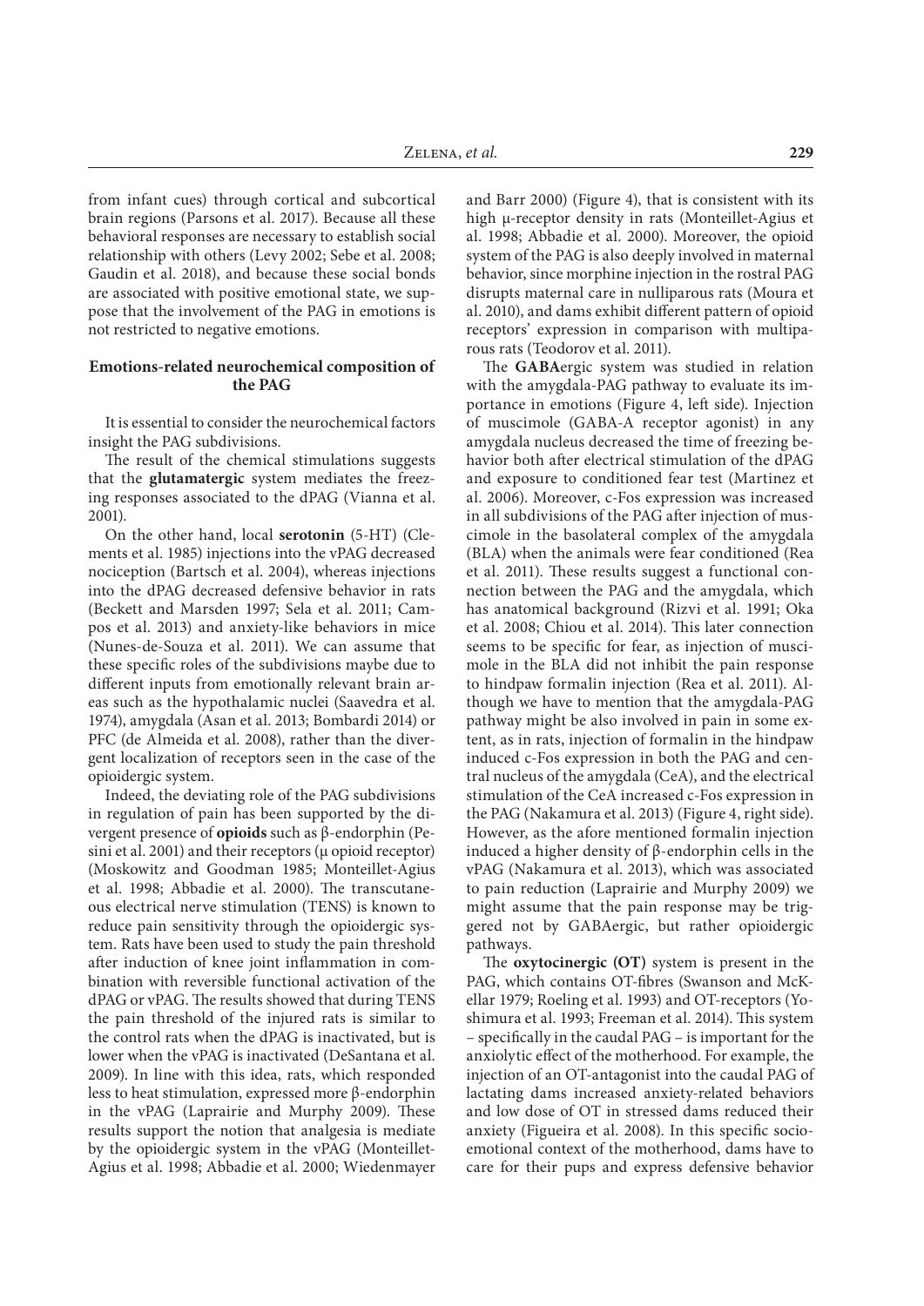from infant cues) through cortical and subcortical brain regions (Parsons et al. 2017). Because all these behavioral responses are necessary to establish social relationship with others (Levy 2002; Sebe et al. 2008; Gaudin et al. 2018), and because these social bonds are associated with positive emotional state, we suppose that the involvement of the PAG in emotions is not restricted to negative emotions.

## Emotions-related neurochemical composition of the PAG

It is essential to consider the neurochemical factors insight the PAG subdivisions.

The result of the chemical stimulations suggests that the **glutamatergic** system mediates the freezing responses associated to the dPAG (Vianna et al. 2001).

On the other hand, local **serotonin** (5-HT) (Clements et al. 1985) injections into the vPAG decreased nociception (Bartsch et al. 2004), whereas injections into the dPAG decreased defensive behavior in rats (Beckett and Marsden 1997; Sela et al. 2011; Campos et al. 2013) and anxiety-like behaviors in mice (Nunes-de-Souza et al. 2011). We can assume that these specific roles of the subdivisions maybe due to different inputs from emotionally relevant brain areas such as the hypothalamic nuclei (Saavedra et al. 1974), amygdala (Asan et al. 2013; Bombardi 2014) or PFC (de Almeida et al. 2008), rather than the divergent localization of receptors seen in the case of the opioidergic system.

Indeed, the deviating role of the PAG subdivisions in regulation of pain has been supported by the divergent presence of **opioids** such as β-endorphin (Pesini et al. 2001) and their receptors (μ opioid receptor) (Moskowitz and Goodman 1985; Monteillet-Agius et al. 1998; Abbadie et al. 2000). The transcutaneous electrical nerve stimulation (TENS) is known to reduce pain sensitivity through the opioidergic system. Rats have been used to study the pain threshold after induction of knee joint inflammation in combination with reversible functional activation of the dPAG or vPAG. The results showed that during TENS the pain threshold of the injured rats is similar to the control rats when the dPAG is inactivated, but is lower when the vPAG is inactivated (DeSantana et al. 2009). In line with this idea, rats, which responded less to heat stimulation, expressed more β-endorphin in the vPAG (Laprairie and Murphy 2009). These results support the notion that analgesia is mediate by the opioidergic system in the vPAG (Monteillet-Agius et al. 1998; Abbadie et al. 2000; Wiedenmayer and Barr 2000) (Figure 4), that is consistent with its high μ-receptor density in rats (Monteillet-Agius et al. 1998; Abbadie et al. 2000). Moreover, the opioid system of the PAG is also deeply involved in maternal behavior, since morphine injection in the rostral PAG disrupts maternal care in nulliparous rats (Moura et al. 2010), and dams exhibit different pattern of opioid receptors' expression in comparison with multiparous rats (Teodorov et al. 2011).

The **GABA**ergic system was studied in relation with the amygdala-PAG pathway to evaluate its importance in emotions (Figure 4, left side). Injection of muscimole (GABA-A receptor agonist) in any amygdala nucleus decreased the time of freezing behavior both after electrical stimulation of the dPAG and exposure to conditioned fear test (Martinez et al. 2006). Moreover, c-Fos expression was increased in all subdivisions of the PAG after injection of muscimole in the basolateral complex of the amygdala (BLA) when the animals were fear conditioned (Rea et al. 2011). These results suggest a functional connection between the PAG and the amygdala, which has anatomical background (Rizvi et al. 1991; Oka et al. 2008; Chiou et al. 2014). This later connection seems to be specific for fear, as injection of muscimole in the BLA did not inhibit the pain response to hindpaw formalin injection (Rea et al. 2011). Although we have to mention that the amygdala-PAG pathway might be also involved in pain in some extent, as in rats, injection of formalin in the hindpaw induced c-Fos expression in both the PAG and central nucleus of the amygdala (CeA), and the electrical stimulation of the CeA increased c-Fos expression in the PAG (Nakamura et al. 2013) (Figure 4, right side). However, as the afore mentioned formalin injection induced a higher density of β-endorphin cells in the vPAG (Nakamura et al. 2013), which was associated to pain reduction (Laprairie and Murphy 2009) we might assume that the pain response may be triggered not by GABAergic, but rather opioidergic pathways.

The **oxytocinergic (OT)** system is present in the PAG, which contains OT-fibres (Swanson and McKellar 1979; Roeling et al. 1993) and OT-receptors (Yoshimura et al. 1993; Freeman et al. 2014). This system – specifically in the caudal PAG – is important for the anxiolytic effect of the motherhood. For example, the injection of an OT-antagonist into the caudal PAG of lactating dams increased anxiety-related behaviors and low dose of OT in stressed dams reduced their anxiety (Figueira et al. 2008). In this specific socio-emotional context of the motherhood, dams have to care for their pups and express defensive behavior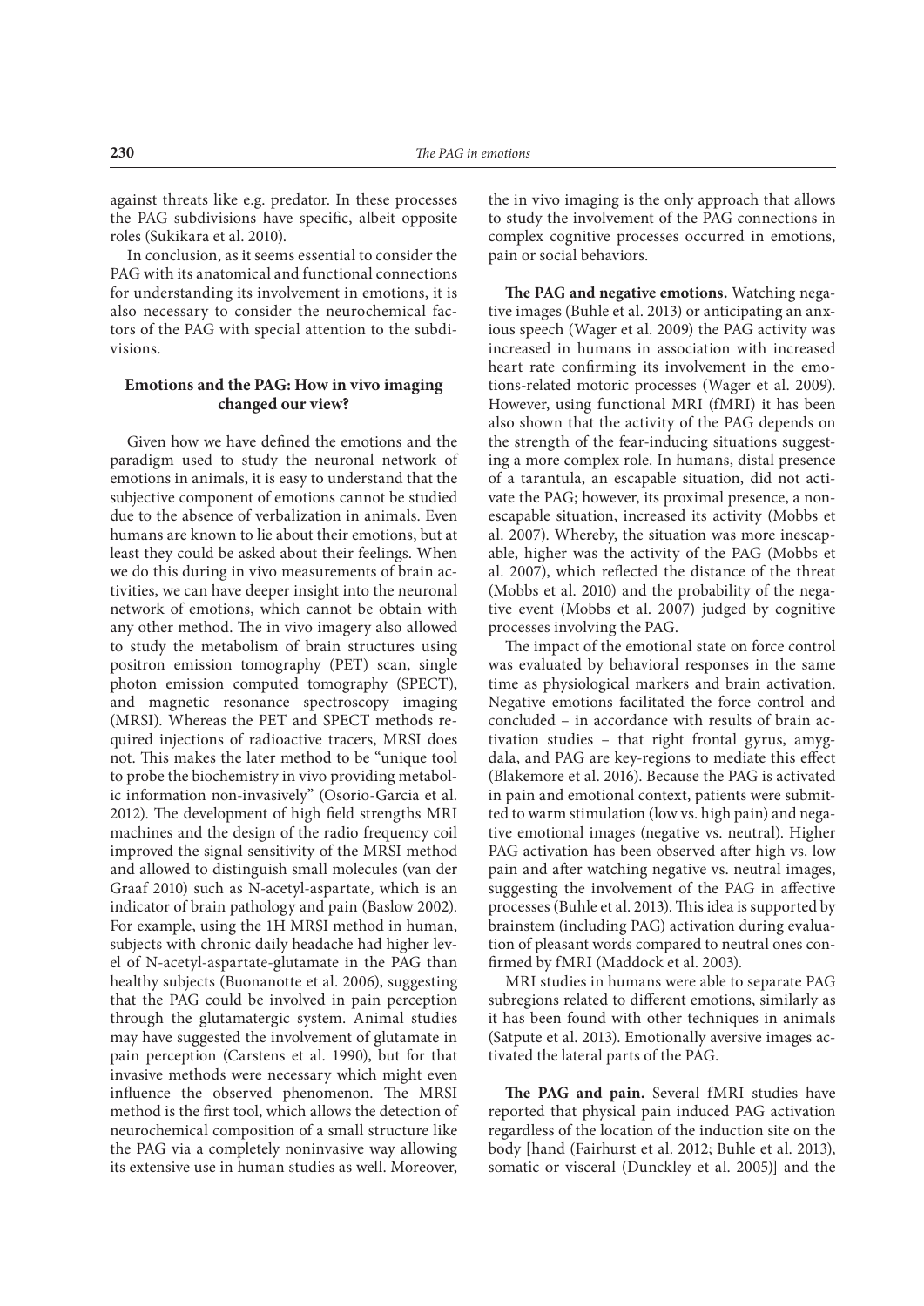against threats like e.g. predator. In these processes the PAG subdivisions have specific, albeit opposite roles (Sukikara et al. 2010).

In conclusion, as it seems essential to consider the PAG with its anatomical and functional connections for understanding its involvement in emotions, it is also necessary to consider the neurochemical factors of the PAG with special attention to the subdivisions.

## Emotions and the PAG: How in vivo imaging changed our view?

Given how we have defined the emotions and the paradigm used to study the neuronal network of emotions in animals, it is easy to understand that the subjective component of emotions cannot be studied due to the absence of verbalization in animals. Even humans are known to lie about their emotions, but at least they could be asked about their feelings. When we do this during in vivo measurements of brain activities, we can have deeper insight into the neuronal network of emotions, which cannot be obtain with any other method. The in vivo imagery also allowed to study the metabolism of brain structures using positron emission tomography (PET) scan, single photon emission computed tomography (SPECT), and magnetic resonance spectroscopy imaging (MRSI). Whereas the PET and SPECT methods required injections of radioactive tracers, MRSI does not. This makes the later method to be "unique tool to probe the biochemistry in vivo providing metabolic information non-invasively" (Osorio-Garcia et al. 2012). The development of high field strengths MRI machines and the design of the radio frequency coil improved the signal sensitivity of the MRSI method and allowed to distinguish small molecules (van der Graaf 2010) such as N-acetyl-aspartate, which is an indicator of brain pathology and pain (Baslow 2002). For example, using the 1H MRSI method in human, subjects with chronic daily headache had higher level of N-acetyl-aspartate-glutamate in the PAG than healthy subjects (Buonanotte et al. 2006), suggesting that the PAG could be involved in pain perception through the glutamatergic system. Animal studies may have suggested the involvement of glutamate in pain perception (Carstens et al. 1990), but for that invasive methods were necessary which might even influence the observed phenomenon. The MRSI method is the first tool, which allows the detection of neurochemical composition of a small structure like the PAG via a completely noninvasive way allowing its extensive use in human studies as well. Moreover, the in vivo imaging is the only approach that allows to study the involvement of the PAG connections in complex cognitive processes occurred in emotions, pain or social behaviors.

**The PAG and negative emotions.** Watching negative images (Buhle et al. 2013) or anticipating an anxious speech (Wager et al. 2009) the PAG activity was increased in humans in association with increased heart rate confirming its involvement in the emotions-related motoric processes (Wager et al. 2009). However, using functional MRI (fMRI) it has been also shown that the activity of the PAG depends on the strength of the fear-inducing situations suggesting a more complex role. In humans, distal presence of a tarantula, an escapable situation, did not activate the PAG; however, its proximal presence, a non-escapable situation, increased its activity (Mobbs et al. 2007). Whereby, the situation was more inescapable, higher was the activity of the PAG (Mobbs et al. 2007), which reflected the distance of the threat (Mobbs et al. 2010) and the probability of the negative event (Mobbs et al. 2007) judged by cognitive processes involving the PAG.

The impact of the emotional state on force control was evaluated by behavioral responses in the same time as physiological markers and brain activation. Negative emotions facilitated the force control and concluded – in accordance with results of brain activation studies – that right frontal gyrus, amygdala, and PAG are key-regions to mediate this effect (Blakemore et al. 2016). Because the PAG is activated in pain and emotional context, patients were submitted to warm stimulation (low vs. high pain) and negative emotional images (negative vs. neutral). Higher PAG activation has been observed after high vs. low pain and after watching negative vs. neutral images, suggesting the involvement of the PAG in affective processes (Buhle et al. 2013). This idea is supported by brainstem (including PAG) activation during evaluation of pleasant words compared to neutral ones confirmed by fMRI (Maddock et al. 2003).

MRI studies in humans were able to separate PAG subregions related to different emotions, similarly as it has been found with other techniques in animals (Satpute et al. 2013). Emotionally aversive images activated the lateral parts of the PAG.

**The PAG and pain.** Several fMRI studies have reported that physical pain induced PAG activation regardless of the location of the induction site on the body [hand (Fairhurst et al. 2012; Buhle et al. 2013), somatic or visceral (Dunckley et al. 2005)] and the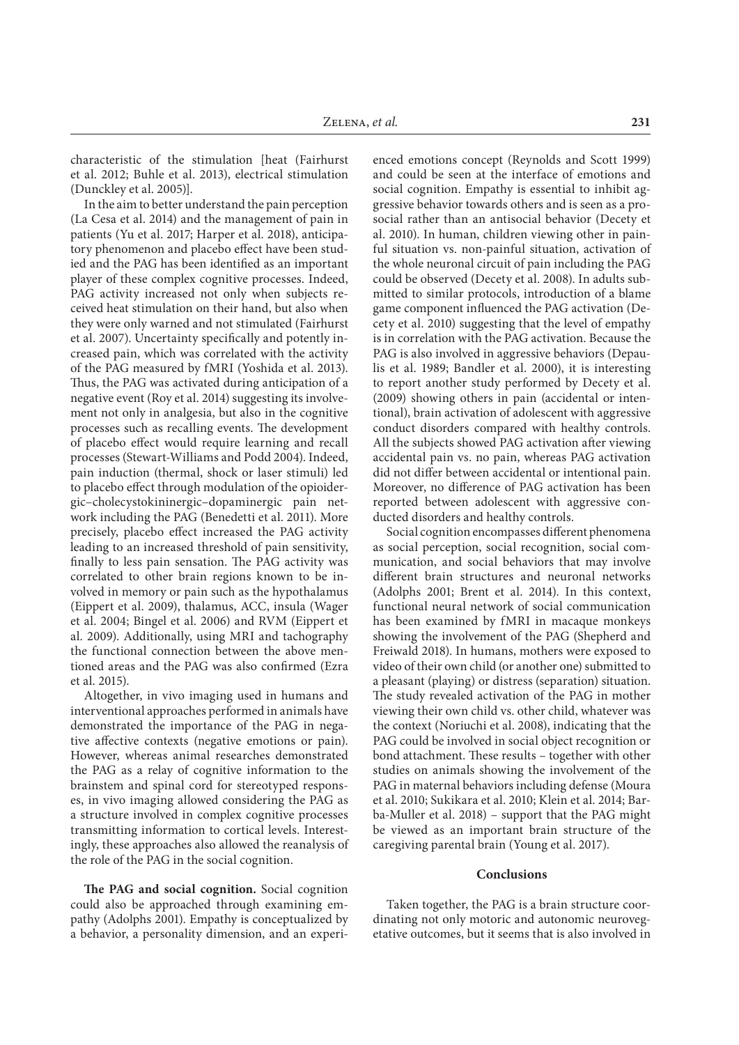characteristic of the stimulation [heat (Fairhurst et al. 2012; Buhle et al. 2013), electrical stimulation (Dunckley et al. 2005)].

In the aim to better understand the pain perception (La Cesa et al. 2014) and the management of pain in patients (Yu et al. 2017; Harper et al. 2018), anticipatory phenomenon and placebo effect have been studied and the PAG has been identified as an important player of these complex cognitive processes. Indeed, PAG activity increased not only when subjects received heat stimulation on their hand, but also when they were only warned and not stimulated (Fairhurst et al. 2007). Uncertainty specifically and potently increased pain, which was correlated with the activity of the PAG measured by fMRI (Yoshida et al. 2013). Thus, the PAG was activated during anticipation of a negative event (Roy et al. 2014) suggesting its involvement not only in analgesia, but also in the cognitive processes such as recalling events. The development of placebo effect would require learning and recall processes (Stewart-Williams and Podd 2004). Indeed, pain induction (thermal, shock or laser stimuli) led to placebo effect through modulation of the opioidergic–cholecystokininergic–dopaminergic pain network including the PAG (Benedetti et al. 2011). More precisely, placebo effect increased the PAG activity leading to an increased threshold of pain sensitivity, finally to less pain sensation. The PAG activity was correlated to other brain regions known to be involved in memory or pain such as the hypothalamus (Eippert et al. 2009), thalamus, ACC, insula (Wager et al. 2004; Bingel et al. 2006) and RVM (Eippert et al. 2009). Additionally, using MRI and tachography the functional connection between the above mentioned areas and the PAG was also confirmed (Ezra et al. 2015).

Altogether, in vivo imaging used in humans and interventional approaches performed in animals have demonstrated the importance of the PAG in negative affective contexts (negative emotions or pain). However, whereas animal researches demonstrated the PAG as a relay of cognitive information to the brainstem and spinal cord for stereotyped responses, in vivo imaging allowed considering the PAG as a structure involved in complex cognitive processes transmitting information to cortical levels. Interestingly, these approaches also allowed the reanalysis of the role of the PAG in the social cognition.

**The PAG and social cognition.** Social cognition could also be approached through examining empathy (Adolphs 2001). Empathy is conceptualized by a behavior, a personality dimension, and an experienced emotions concept (Reynolds and Scott 1999) and could be seen at the interface of emotions and social cognition. Empathy is essential to inhibit aggressive behavior towards others and is seen as a prosocial rather than an antisocial behavior (Decety et al. 2010). In human, children viewing other in painful situation vs. non-painful situation, activation of the whole neuronal circuit of pain including the PAG could be observed (Decety et al. 2008). In adults submitted to similar protocols, introduction of a blame game component influenced the PAG activation (Decety et al. 2010) suggesting that the level of empathy is in correlation with the PAG activation. Because the PAG is also involved in aggressive behaviors (Depaulis et al. 1989; Bandler et al. 2000), it is interesting to report another study performed by Decety et al. (2009) showing others in pain (accidental or intentional), brain activation of adolescent with aggressive conduct disorders compared with healthy controls. All the subjects showed PAG activation after viewing accidental pain vs. no pain, whereas PAG activation did not differ between accidental or intentional pain. Moreover, no difference of PAG activation has been reported between adolescent with aggressive conducted disorders and healthy controls.

Social cognition encompasses different phenomena as social perception, social recognition, social communication, and social behaviors that may involve different brain structures and neuronal networks (Adolphs 2001; Brent et al. 2014). In this context, functional neural network of social communication has been examined by fMRI in macaque monkeys showing the involvement of the PAG (Shepherd and Freiwald 2018). In humans, mothers were exposed to video of their own child (or another one) submitted to a pleasant (playing) or distress (separation) situation. The study revealed activation of the PAG in mother viewing their own child vs. other child, whatever was the context (Noriuchi et al. 2008), indicating that the PAG could be involved in social object recognition or bond attachment. These results – together with other studies on animals showing the involvement of the PAG in maternal behaviors including defense (Moura et al. 2010; Sukikara et al. 2010; Klein et al. 2014; Barba-Muller et al. 2018) – support that the PAG might be viewed as an important brain structure of the caregiving parental brain (Young et al. 2017).

## Conclusions

Taken together, the PAG is a brain structure coordinating not only motoric and autonomic neurovegetative outcomes, but it seems that is also involved in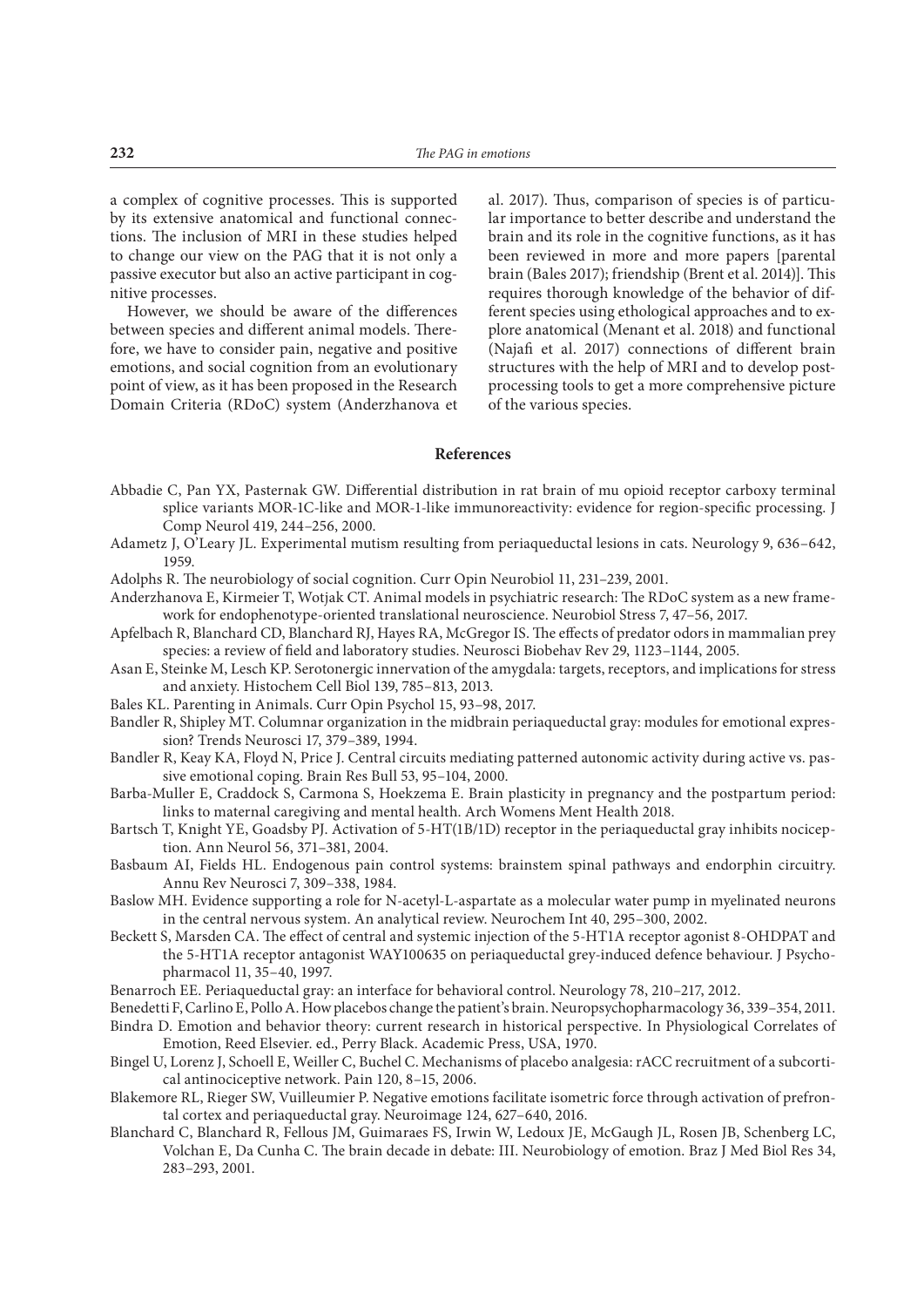a complex of cognitive processes. This is supported by its extensive anatomical and functional connections. The inclusion of MRI in these studies helped to change our view on the PAG that it is not only a passive executor but also an active participant in cognitive processes.

However, we should be aware of the differences between species and different animal models. Therefore, we have to consider pain, negative and positive emotions, and social cognition from an evolutionary point of view, as it has been proposed in the Research Domain Criteria (RDoC) system (Anderzhanova et al. 2017). Thus, comparison of species is of particular importance to better describe and understand the brain and its role in the cognitive functions, as it has been reviewed in more and more papers [parental brain (Bales 2017); friendship (Brent et al. 2014)]. This requires thorough knowledge of the behavior of different species using ethological approaches and to explore anatomical (Menant et al. 2018) and functional (Najafi et al. 2017) connections of different brain structures with the help of MRI and to develop post-processing tools to get a more comprehensive picture of the various species.

## References

Abbadie C, Pan YX, Pasternak GW. Differential distribution in rat brain of mu opioid receptor carboxy terminal splice variants MOR-1C-like and MOR-1-like immunoreactivity: evidence for region-specific processing. J Comp Neurol 419, 244–256, 2000.

Adametz J, O'Leary JL. Experimental mutism resulting from periaqueductal lesions in cats. Neurology 9, 636–642, 1959.

Adolphs R. The neurobiology of social cognition. Curr Opin Neurobiol 11, 231–239, 2001.

Anderzhanova E, Kirmeier T, Wotjak CT. Animal models in psychiatric research: The RDoC system as a new framework for endophenotype-oriented translational neuroscience. Neurobiol Stress 7, 47–56, 2017.

Apfelbach R, Blanchard CD, Blanchard RJ, Hayes RA, McGregor IS. The effects of predator odors in mammalian prey species: a review of field and laboratory studies. Neurosci Biobehav Rev 29, 1123–1144, 2005.

Asan E, Steinke M, Lesch KP. Serotonergic innervation of the amygdala: targets, receptors, and implications for stress and anxiety. Histochem Cell Biol 139, 785–813, 2013.

Bales KL. Parenting in Animals. Curr Opin Psychol 15, 93–98, 2017.

Bandler R, Shipley MT. Columnar organization in the midbrain periaqueductal gray: modules for emotional expression? Trends Neurosci 17, 379–389, 1994.

Bandler R, Keay KA, Floyd N, Price J. Central circuits mediating patterned autonomic activity during active vs. passive emotional coping. Brain Res Bull 53, 95–104, 2000.

Barba-Muller E, Craddock S, Carmona S, Hoekzema E. Brain plasticity in pregnancy and the postpartum period: links to maternal caregiving and mental health. Arch Womens Ment Health 2018.

Bartsch T, Knight YE, Goadsby PJ. Activation of 5-HT(1B/1D) receptor in the periaqueductal gray inhibits nociception. Ann Neurol 56, 371–381, 2004.

Basbaum AI, Fields HL. Endogenous pain control systems: brainstem spinal pathways and endorphin circuitry. Annu Rev Neurosci 7, 309–338, 1984.

Baslow MH. Evidence supporting a role for N-acetyl-L-aspartate as a molecular water pump in myelinated neurons in the central nervous system. An analytical review. Neurochem Int 40, 295–300, 2002.

Beckett S, Marsden CA. The effect of central and systemic injection of the 5-HT1A receptor agonist 8-OHDPAT and the 5-HT1A receptor antagonist WAY100635 on periaqueductal grey-induced defence behaviour. J Psychopharmacol 11, 35–40, 1997.

Benarroch EE. Periaqueductal gray: an interface for behavioral control. Neurology 78, 210–217, 2012.

Benedetti F, Carlino E, Pollo A. How placebos change the patient's brain. Neuropsychopharmacology 36, 339–354, 2011.

Bindra D. Emotion and behavior theory: current research in historical perspective. In Physiological Correlates of Emotion, Reed Elsevier. ed., Perry Black. Academic Press, USA, 1970.

Bingel U, Lorenz J, Schoell E, Weiller C, Buchel C. Mechanisms of placebo analgesia: rACC recruitment of a subcortical antinociceptive network. Pain 120, 8–15, 2006.

Blakemore RL, Rieger SW, Vuilleumier P. Negative emotions facilitate isometric force through activation of prefrontal cortex and periaqueductal gray. Neuroimage 124, 627–640, 2016.

Blanchard C, Blanchard R, Fellous JM, Guimaraes FS, Irwin W, Ledoux JE, McGaugh JL, Rosen JB, Schenberg LC, Volchan E, Da Cunha C. The brain decade in debate: III. Neurobiology of emotion. Braz J Med Biol Res 34, 283–293, 2001.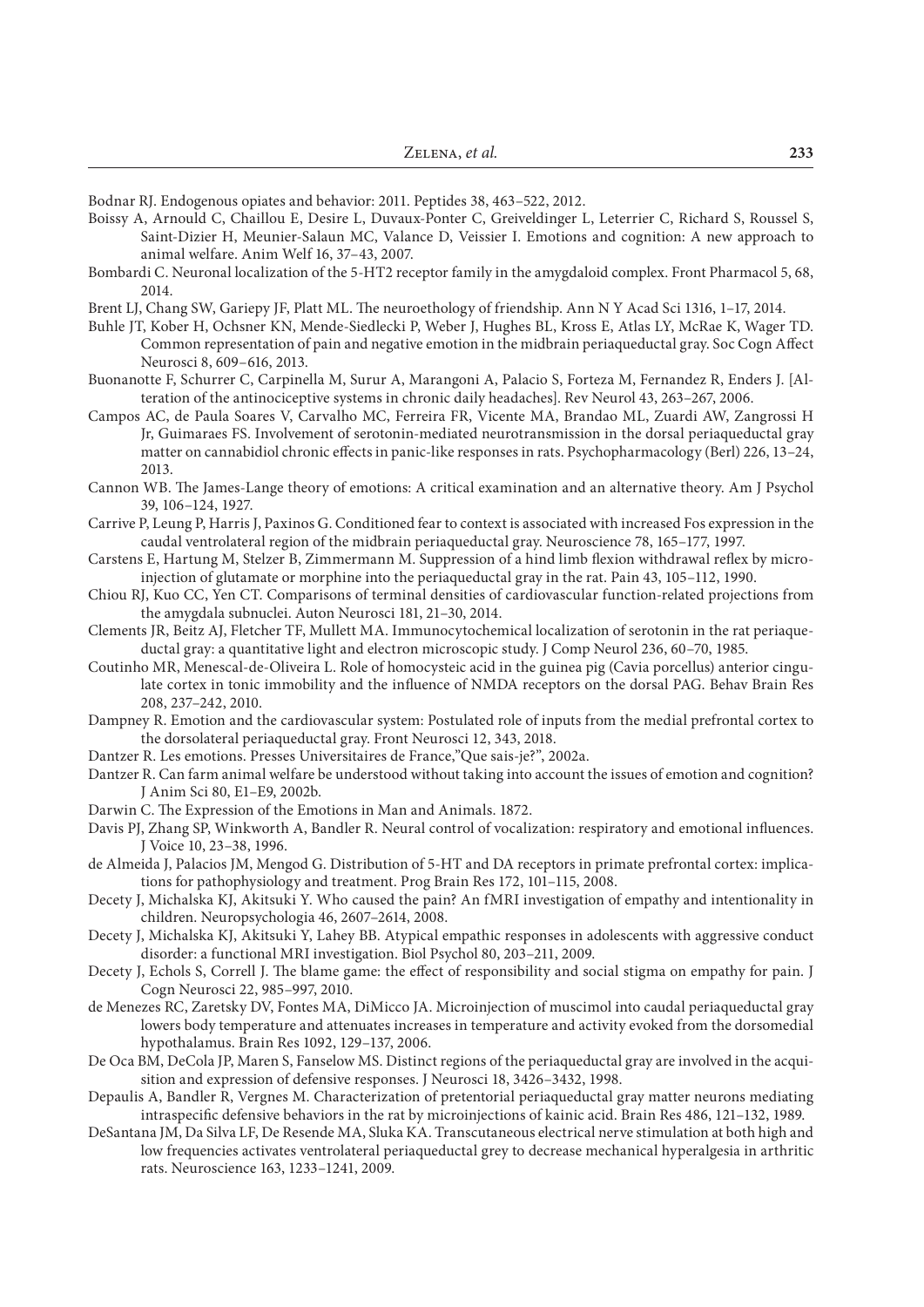Bodnar RJ. Endogenous opiates and behavior: 2011. Peptides 38, 463–522, 2012.

Boissy A, Arnould C, Chaillou E, Desire L, Duvaux-Ponter C, Greiveldinger L, Leterrier C, Richard S, Roussel S, Saint-Dizier H, Meunier-Salaun MC, Valance D, Veissier I. Emotions and cognition: A new approach to animal welfare. Anim Welf 16, 37–43, 2007.

Bombardi C. Neuronal localization of the 5-HT2 receptor family in the amygdaloid complex. Front Pharmacol 5, 68, 2014.

Brent LJ, Chang SW, Gariepy JF, Platt ML. The neuroethology of friendship. Ann N Y Acad Sci 1316, 1–17, 2014.

Buhle JT, Kober H, Ochsner KN, Mende-Siedlecki P, Weber J, Hughes BL, Kross E, Atlas LY, McRae K, Wager TD. Common representation of pain and negative emotion in the midbrain periaqueductal gray. Soc Cogn Affect Neurosci 8, 609–616, 2013.

Buonanotte F, Schurrer C, Carpinella M, Surur A, Marangoni A, Palacio S, Forteza M, Fernandez R, Enders J. [Alteration of the antinociceptive systems in chronic daily headaches]. Rev Neurol 43, 263–267, 2006.

Campos AC, de Paula Soares V, Carvalho MC, Ferreira FR, Vicente MA, Brandao ML, Zuardi AW, Zangrossi H Jr, Guimaraes FS. Involvement of serotonin-mediated neurotransmission in the dorsal periaqueductal gray matter on cannabidiol chronic effects in panic-like responses in rats. Psychopharmacology (Berl) 226, 13–24, 2013.

Cannon WB. The James-Lange theory of emotions: A critical examination and an alternative theory. Am J Psychol 39, 106–124, 1927.

Carrive P, Leung P, Harris J, Paxinos G. Conditioned fear to context is associated with increased Fos expression in the caudal ventrolateral region of the midbrain periaqueductal gray. Neuroscience 78, 165–177, 1997.

Carstens E, Hartung M, Stelzer B, Zimmermann M. Suppression of a hind limb flexion withdrawal reflex by microinjection of glutamate or morphine into the periaqueductal gray in the rat. Pain 43, 105–112, 1990.

Chiou RJ, Kuo CC, Yen CT. Comparisons of terminal densities of cardiovascular function-related projections from the amygdala subnuclei. Auton Neurosci 181, 21–30, 2014.

Clements JR, Beitz AJ, Fletcher TF, Mullett MA. Immunocytochemical localization of serotonin in the rat periaqueductal gray: a quantitative light and electron microscopic study. J Comp Neurol 236, 60–70, 1985.

Coutinho MR, Menescal-de-Oliveira L. Role of homocysteic acid in the guinea pig (Cavia porcellus) anterior cingulate cortex in tonic immobility and the influence of NMDA receptors on the dorsal PAG. Behav Brain Res 208, 237–242, 2010.

Dampney R. Emotion and the cardiovascular system: Postulated role of inputs from the medial prefrontal cortex to the dorsolateral periaqueductal gray. Front Neurosci 12, 343, 2018.

Dantzer R. Les emotions. Presses Universitaires de France,"Que sais-je?", 2002a.

Dantzer R. Can farm animal welfare be understood without taking into account the issues of emotion and cognition? J Anim Sci 80, E1–E9, 2002b.

Darwin C. The Expression of the Emotions in Man and Animals. 1872.

Davis PJ, Zhang SP, Winkworth A, Bandler R. Neural control of vocalization: respiratory and emotional influences. J Voice 10, 23–38, 1996.

de Almeida J, Palacios JM, Mengod G. Distribution of 5-HT and DA receptors in primate prefrontal cortex: implications for pathophysiology and treatment. Prog Brain Res 172, 101–115, 2008.

Decety J, Michalska KJ, Akitsuki Y. Who caused the pain? An fMRI investigation of empathy and intentionality in children. Neuropsychologia 46, 2607–2614, 2008.

Decety J, Michalska KJ, Akitsuki Y, Lahey BB. Atypical empathic responses in adolescents with aggressive conduct disorder: a functional MRI investigation. Biol Psychol 80, 203–211, 2009.

Decety J, Echols S, Correll J. The blame game: the effect of responsibility and social stigma on empathy for pain. J Cogn Neurosci 22, 985–997, 2010.

de Menezes RC, Zaretsky DV, Fontes MA, DiMicco JA. Microinjection of muscimol into caudal periaqueductal gray lowers body temperature and attenuates increases in temperature and activity evoked from the dorsomedial hypothalamus. Brain Res 1092, 129–137, 2006.

De Oca BM, DeCola JP, Maren S, Fanselow MS. Distinct regions of the periaqueductal gray are involved in the acquisition and expression of defensive responses. J Neurosci 18, 3426–3432, 1998.

Depaulis A, Bandler R, Vergnes M. Characterization of pretentorial periaqueductal gray matter neurons mediating intraspecific defensive behaviors in the rat by microinjections of kainic acid. Brain Res 486, 121–132, 1989.

DeSantana JM, Da Silva LF, De Resende MA, Sluka KA. Transcutaneous electrical nerve stimulation at both high and low frequencies activates ventrolateral periaqueductal grey to decrease mechanical hyperalgesia in arthritic rats. Neuroscience 163, 1233–1241, 2009.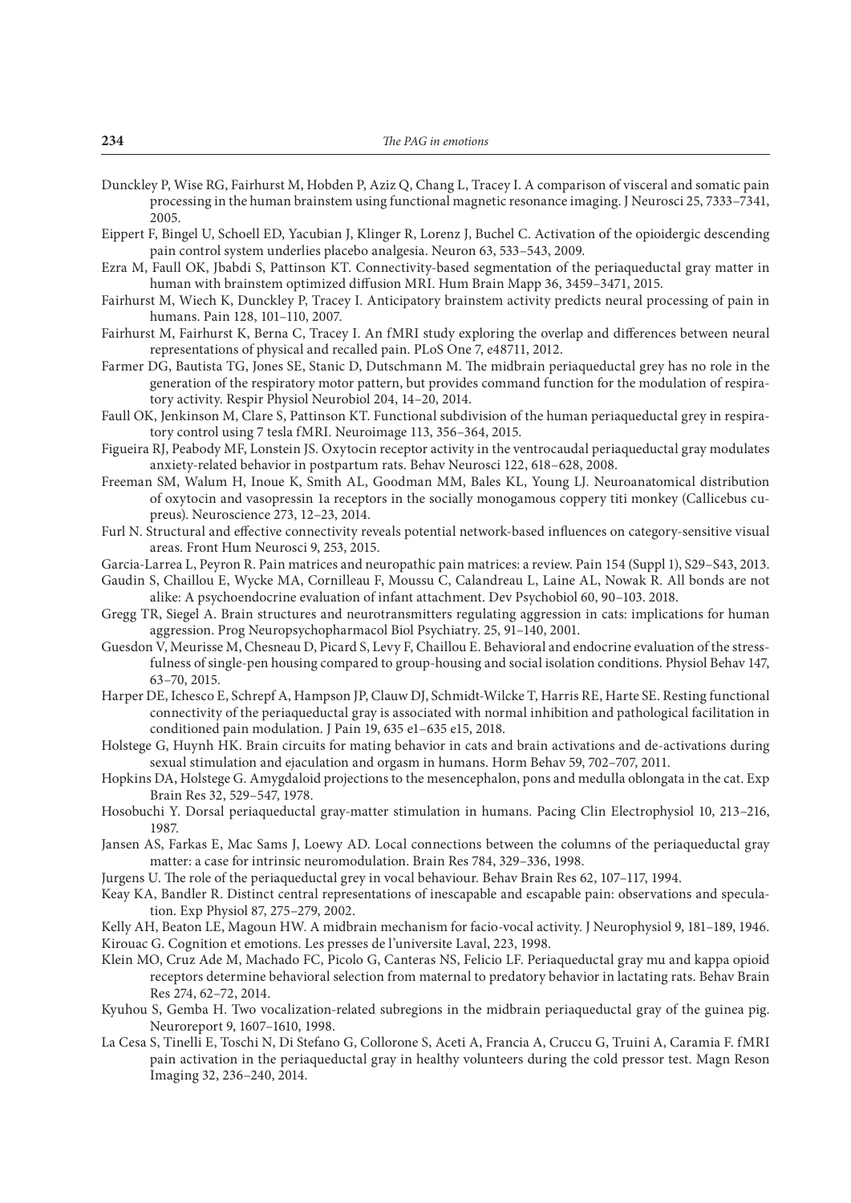Dunckley P, Wise RG, Fairhurst M, Hobden P, Aziz Q, Chang L, Tracey I. A comparison of visceral and somatic pain processing in the human brainstem using functional magnetic resonance imaging. J Neurosci 25, 7333–7341, 2005.

Eippert F, Bingel U, Schoell ED, Yacubian J, Klinger R, Lorenz J, Buchel C. Activation of the opioidergic descending pain control system underlies placebo analgesia. Neuron 63, 533–543, 2009.

Ezra M, Faull OK, Jbabdi S, Pattinson KT. Connectivity-based segmentation of the periaqueductal gray matter in human with brainstem optimized diffusion MRI. Hum Brain Mapp 36, 3459–3471, 2015.

Fairhurst M, Wiech K, Dunckley P, Tracey I. Anticipatory brainstem activity predicts neural processing of pain in humans. Pain 128, 101–110, 2007.

Fairhurst M, Fairhurst K, Berna C, Tracey I. An fMRI study exploring the overlap and differences between neural representations of physical and recalled pain. PLoS One 7, e48711, 2012.

Farmer DG, Bautista TG, Jones SE, Stanic D, Dutschmann M. The midbrain periaqueductal grey has no role in the generation of the respiratory motor pattern, but provides command function for the modulation of respiratory activity. Respir Physiol Neurobiol 204, 14–20, 2014.

Faull OK, Jenkinson M, Clare S, Pattinson KT. Functional subdivision of the human periaqueductal grey in respiratory control using 7 tesla fMRI. Neuroimage 113, 356–364, 2015.

Figueira RJ, Peabody MF, Lonstein JS. Oxytocin receptor activity in the ventrocaudal periaqueductal gray modulates anxiety-related behavior in postpartum rats. Behav Neurosci 122, 618–628, 2008.

Freeman SM, Walum H, Inoue K, Smith AL, Goodman MM, Bales KL, Young LJ. Neuroanatomical distribution of oxytocin and vasopressin 1a receptors in the socially monogamous coppery titi monkey (Callicebus cupreus). Neuroscience 273, 12–23, 2014.

Furl N. Structural and effective connectivity reveals potential network-based influences on category-sensitive visual areas. Front Hum Neurosci 9, 253, 2015.

Garcia-Larrea L, Peyron R. Pain matrices and neuropathic pain matrices: a review. Pain 154 (Suppl 1), S29–S43, 2013.

Gaudin S, Chaillou E, Wycke MA, Cornilleau F, Moussu C, Calandreau L, Laine AL, Nowak R. All bonds are not alike: A psychoendocrine evaluation of infant attachment. Dev Psychobiol 60, 90–103. 2018.

Gregg TR, Siegel A. Brain structures and neurotransmitters regulating aggression in cats: implications for human aggression. Prog Neuropsychopharmacol Biol Psychiatry. 25, 91–140, 2001.

Guesdon V, Meurisse M, Chesneau D, Picard S, Levy F, Chaillou E. Behavioral and endocrine evaluation of the stressfulness of single-pen housing compared to group-housing and social isolation conditions. Physiol Behav 147, 63–70, 2015.

Harper DE, Ichesco E, Schrepf A, Hampson JP, Clauw DJ, Schmidt-Wilcke T, Harris RE, Harte SE. Resting functional connectivity of the periaqueductal gray is associated with normal inhibition and pathological facilitation in conditioned pain modulation. J Pain 19, 635 e1–635 e15, 2018.

Holstege G, Huynh HK. Brain circuits for mating behavior in cats and brain activations and de-activations during sexual stimulation and ejaculation and orgasm in humans. Horm Behav 59, 702–707, 2011.

Hopkins DA, Holstege G. Amygdaloid projections to the mesencephalon, pons and medulla oblongata in the cat. Exp Brain Res 32, 529–547, 1978.

Hosobuchi Y. Dorsal periaqueductal gray-matter stimulation in humans. Pacing Clin Electrophysiol 10, 213–216, 1987.

Jansen AS, Farkas E, Mac Sams J, Loewy AD. Local connections between the columns of the periaqueductal gray matter: a case for intrinsic neuromodulation. Brain Res 784, 329–336, 1998.

Jurgens U. The role of the periaqueductal grey in vocal behaviour. Behav Brain Res 62, 107–117, 1994.

Keay KA, Bandler R. Distinct central representations of inescapable and escapable pain: observations and speculation. Exp Physiol 87, 275–279, 2002.

Kelly AH, Beaton LE, Magoun HW. A midbrain mechanism for facio-vocal activity. J Neurophysiol 9, 181–189, 1946.

Kirouac G. Cognition et emotions. Les presses de l'universite Laval, 223, 1998.

Klein MO, Cruz Ade M, Machado FC, Picolo G, Canteras NS, Felicio LF. Periaqueductal gray mu and kappa opioid receptors determine behavioral selection from maternal to predatory behavior in lactating rats. Behav Brain Res 274, 62–72, 2014.

Kyuhou S, Gemba H. Two vocalization-related subregions in the midbrain periaqueductal gray of the guinea pig. Neuroreport 9, 1607–1610, 1998.

La Cesa S, Tinelli E, Toschi N, Di Stefano G, Collorone S, Aceti A, Francia A, Cruccu G, Truini A, Caramia F. fMRI pain activation in the periaqueductal gray in healthy volunteers during the cold pressor test. Magn Reson Imaging 32, 236–240, 2014.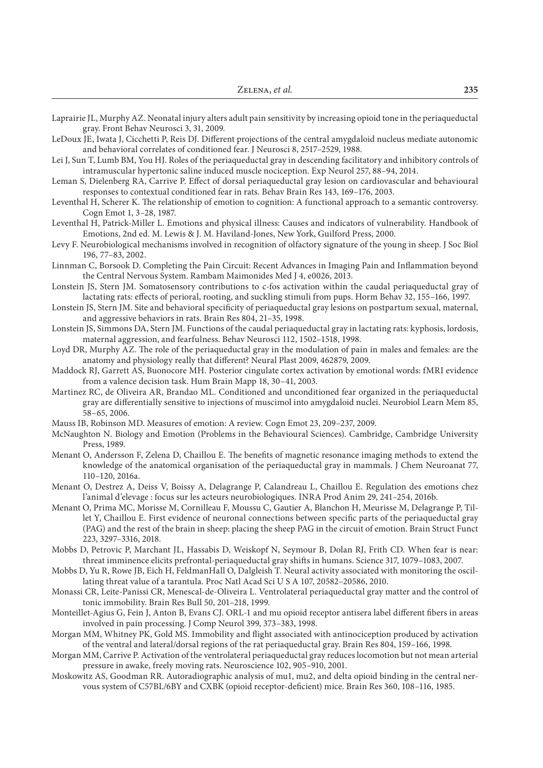Laprairie JL, Murphy AZ. Neonatal injury alters adult pain sensitivity by increasing opioid tone in the periaqueductal gray. Front Behav Neurosci 3, 31, 2009.

LeDoux JE, Iwata J, Cicchetti P, Reis DJ. Different projections of the central amygdaloid nucleus mediate autonomic and behavioral correlates of conditioned fear. J Neurosci 8, 2517–2529, 1988.

Lei J, Sun T, Lumb BM, You HJ. Roles of the periaqueductal gray in descending facilitatory and inhibitory controls of intramuscular hypertonic saline induced muscle nociception. Exp Neurol 257, 88–94, 2014.

Leman S, Dielenberg RA, Carrive P. Effect of dorsal periaqueductal gray lesion on cardiovascular and behavioural responses to contextual conditioned fear in rats. Behav Brain Res 143, 169–176, 2003.

Leventhal H, Scherer K. The relationship of emotion to cognition: A functional approach to a semantic controversy. Cogn Emot 1, 3–28, 1987.

Leventhal H, Patrick-Miller L. Emotions and physical illness: Causes and indicators of vulnerability. Handbook of Emotions, 2nd ed. M. Lewis & J. M. Haviland-Jones, New York, Guilford Press, 2000.

Levy F. Neurobiological mechanisms involved in recognition of olfactory signature of the young in sheep. J Soc Biol 196, 77–83, 2002.

Linnman C, Borsook D. Completing the Pain Circuit: Recent Advances in Imaging Pain and Inflammation beyond the Central Nervous System. Rambam Maimonides Med J 4, e0026, 2013.

Lonstein JS, Stern JM. Somatosensory contributions to c-fos activation within the caudal periaqueductal gray of lactating rats: effects of perioral, rooting, and suckling stimuli from pups. Horm Behav 32, 155–166, 1997.

Lonstein JS, Stern JM. Site and behavioral specificity of periaqueductal gray lesions on postpartum sexual, maternal, and aggressive behaviors in rats. Brain Res 804, 21–35, 1998.

Lonstein JS, Simmons DA, Stern JM. Functions of the caudal periaqueductal gray in lactating rats: kyphosis, lordosis, maternal aggression, and fearfulness. Behav Neurosci 112, 1502–1518, 1998.

Loyd DR, Murphy AZ. The role of the periaqueductal gray in the modulation of pain in males and females: are the anatomy and physiology really that different? Neural Plast 2009, 462879, 2009.

Maddock RJ, Garrett AS, Buonocore MH. Posterior cingulate cortex activation by emotional words: fMRI evidence from a valence decision task. Hum Brain Mapp 18, 30–41, 2003.

Martinez RC, de Oliveira AR, Brandao ML. Conditioned and unconditioned fear organized in the periaqueductal gray are differentially sensitive to injections of muscimol into amygdaloid nuclei. Neurobiol Learn Mem 85, 58–65, 2006.

Mauss IB, Robinson MD. Measures of emotion: A review. Cogn Emot 23, 209–237, 2009.

McNaughton N. Biology and Emotion (Problems in the Behavioural Sciences). Cambridge, Cambridge University Press, 1989.

Menant O, Andersson F, Zelena D, Chaillou E. The benefits of magnetic resonance imaging methods to extend the knowledge of the anatomical organisation of the periaqueductal gray in mammals. J Chem Neuroanat 77, 110–120, 2016a.

Menant O, Destrez A, Deiss V, Boissy A, Delagrange P, Calandreau L, Chaillou E. Regulation des emotions chez l'animal d'elevage : focus sur les acteurs neurobiologiques. INRA Prod Anim 29, 241–254, 2016b.

Menant O, Prima MC, Morisse M, Cornilleau F, Moussu C, Gautier A, Blanchon H, Meurisse M, Delagrange P, Tillet Y, Chaillou E. First evidence of neuronal connections between specific parts of the periaqueductal gray (PAG) and the rest of the brain in sheep: placing the sheep PAG in the circuit of emotion. Brain Struct Funct 223, 3297–3316, 2018.

Mobbs D, Petrovic P, Marchant JL, Hassabis D, Weiskopf N, Seymour B, Dolan RJ, Frith CD. When fear is near: threat imminence elicits prefrontal-periaqueductal gray shifts in humans. Science 317, 1079–1083, 2007.

Mobbs D, Yu R, Rowe JB, Eich H, FeldmanHall O, Dalgleish T. Neural activity associated with monitoring the oscillating threat value of a tarantula. Proc Natl Acad Sci U S A 107, 20582–20586, 2010.

Monassi CR, Leite-Panissi CR, Menescal-de-Oliveira L. Ventrolateral periaqueductal gray matter and the control of tonic immobility. Brain Res Bull 50, 201–218, 1999.

Monteillet-Agius G, Fein J, Anton B, Evans CJ. ORL-1 and mu opioid receptor antisera label different fibers in areas involved in pain processing. J Comp Neurol 399, 373–383, 1998.

Morgan MM, Whitney PK, Gold MS. Immobility and flight associated with antinociception produced by activation of the ventral and lateral/dorsal regions of the rat periaqueductal gray. Brain Res 804, 159–166, 1998.

Morgan MM, Carrive P. Activation of the ventrolateral periaqueductal gray reduces locomotion but not mean arterial pressure in awake, freely moving rats. Neuroscience 102, 905–910, 2001.

Moskowitz AS, Goodman RR. Autoradiographic analysis of mu1, mu2, and delta opioid binding in the central nervous system of C57BL/6BY and CXBK (opioid receptor-deficient) mice. Brain Res 360, 108–116, 1985.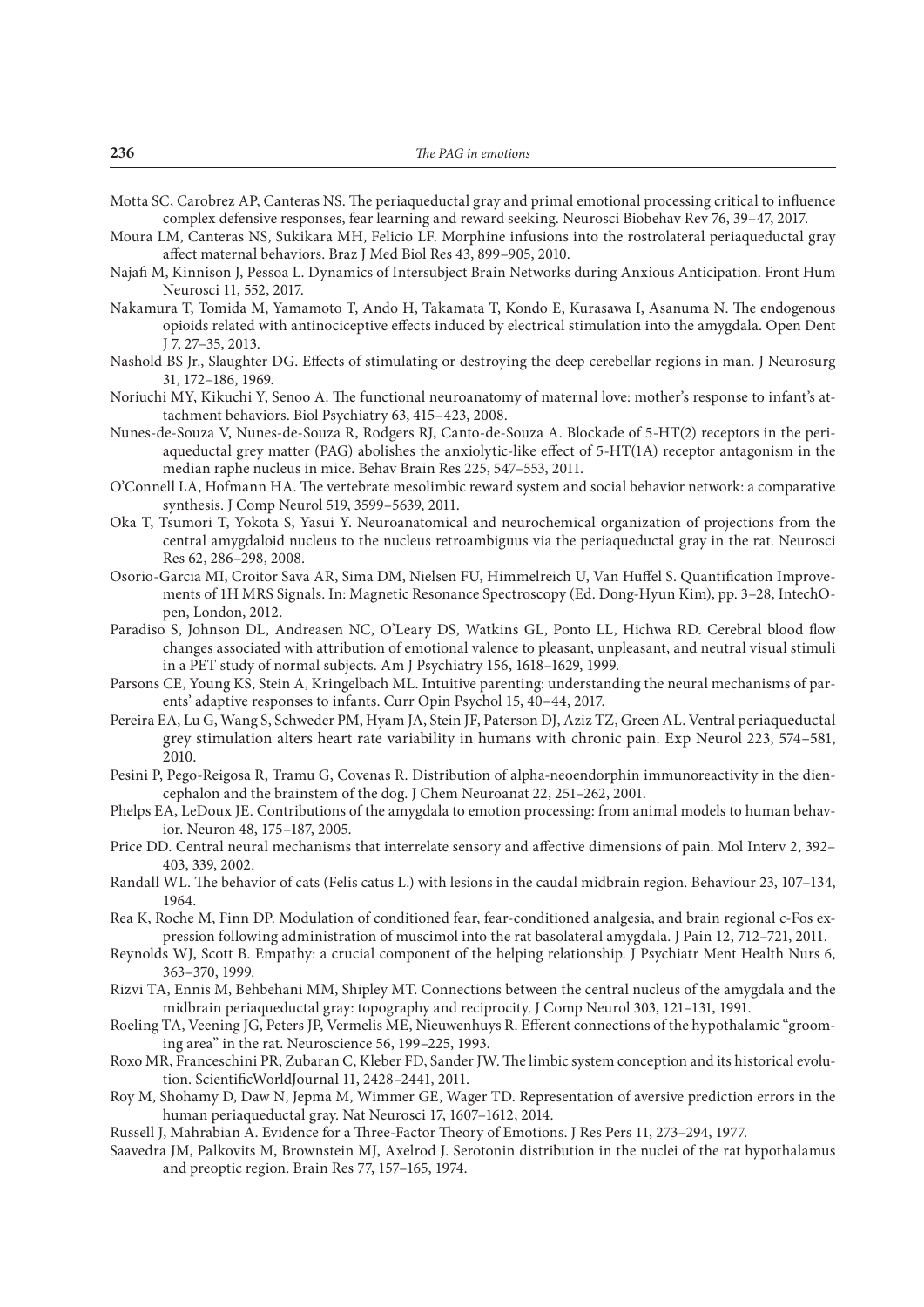Motta SC, Carobrez AP, Canteras NS. The periaqueductal gray and primal emotional processing critical to influence complex defensive responses, fear learning and reward seeking. Neurosci Biobehav Rev 76, 39–47, 2017.

Moura LM, Canteras NS, Sukikara MH, Felicio LF. Morphine infusions into the rostrolateral periaqueductal gray affect maternal behaviors. Braz J Med Biol Res 43, 899–905, 2010.

Najafi M, Kinnison J, Pessoa L. Dynamics of Intersubject Brain Networks during Anxious Anticipation. Front Hum Neurosci 11, 552, 2017.

Nakamura T, Tomida M, Yamamoto T, Ando H, Takamata T, Kondo E, Kurasawa I, Asanuma N. The endogenous opioids related with antinociceptive effects induced by electrical stimulation into the amygdala. Open Dent J 7, 27–35, 2013.

Nashold BS Jr., Slaughter DG. Effects of stimulating or destroying the deep cerebellar regions in man. J Neurosurg 31, 172–186, 1969.

Noriuchi MY, Kikuchi Y, Senoo A. The functional neuroanatomy of maternal love: mother's response to infant's attachment behaviors. Biol Psychiatry 63, 415–423, 2008.

Nunes-de-Souza V, Nunes-de-Souza R, Rodgers RJ, Canto-de-Souza A. Blockade of 5-HT(2) receptors in the periaqueductal grey matter (PAG) abolishes the anxiolytic-like effect of 5-HT(1A) receptor antagonism in the median raphe nucleus in mice. Behav Brain Res 225, 547–553, 2011.

O'Connell LA, Hofmann HA. The vertebrate mesolimbic reward system and social behavior network: a comparative synthesis. J Comp Neurol 519, 3599–5639, 2011.

Oka T, Tsumori T, Yokota S, Yasui Y. Neuroanatomical and neurochemical organization of projections from the central amygdaloid nucleus to the nucleus retroambiguus via the periaqueductal gray in the rat. Neurosci Res 62, 286–298, 2008.

Osorio-Garcia MI, Croitor Sava AR, Sima DM, Nielsen FU, Himmelreich U, Van Huffel S. Quantification Improvements of 1H MRS Signals. In: Magnetic Resonance Spectroscopy (Ed. Dong-Hyun Kim), pp. 3–28, IntechOpen, London, 2012.

Paradiso S, Johnson DL, Andreasen NC, O'Leary DS, Watkins GL, Ponto LL, Hichwa RD. Cerebral blood flow changes associated with attribution of emotional valence to pleasant, unpleasant, and neutral visual stimuli in a PET study of normal subjects. Am J Psychiatry 156, 1618–1629, 1999.

Parsons CE, Young KS, Stein A, Kringelbach ML. Intuitive parenting: understanding the neural mechanisms of parents' adaptive responses to infants. Curr Opin Psychol 15, 40–44, 2017.

Pereira EA, Lu G, Wang S, Schweder PM, Hyam JA, Stein JF, Paterson DJ, Aziz TZ, Green AL. Ventral periaqueductal grey stimulation alters heart rate variability in humans with chronic pain. Exp Neurol 223, 574–581, 2010.

Pesini P, Pego-Reigosa R, Tramu G, Covenas R. Distribution of alpha-neoendorphin immunoreactivity in the diencephalon and the brainstem of the dog. J Chem Neuroanat 22, 251–262, 2001.

Phelps EA, LeDoux JE. Contributions of the amygdala to emotion processing: from animal models to human behavior. Neuron 48, 175–187, 2005.

Price DD. Central neural mechanisms that interrelate sensory and affective dimensions of pain. Mol Interv 2, 392–403, 339, 2002.

Randall WL. The behavior of cats (Felis catus L.) with lesions in the caudal midbrain region. Behaviour 23, 107–134, 1964.

Rea K, Roche M, Finn DP. Modulation of conditioned fear, fear-conditioned analgesia, and brain regional c-Fos expression following administration of muscimol into the rat basolateral amygdala. J Pain 12, 712–721, 2011.

Reynolds WJ, Scott B. Empathy: a crucial component of the helping relationship. J Psychiatr Ment Health Nurs 6, 363–370, 1999.

Rizvi TA, Ennis M, Behbehani MM, Shipley MT. Connections between the central nucleus of the amygdala and the midbrain periaqueductal gray: topography and reciprocity. J Comp Neurol 303, 121–131, 1991.

Roeling TA, Veening JG, Peters JP, Vermelis ME, Nieuwenhuys R. Efferent connections of the hypothalamic "grooming area" in the rat. Neuroscience 56, 199–225, 1993.

Roxo MR, Franceschini PR, Zubaran C, Kleber FD, Sander JW. The limbic system conception and its historical evolution. ScientificWorldJournal 11, 2428–2441, 2011.

Roy M, Shohamy D, Daw N, Jepma M, Wimmer GE, Wager TD. Representation of aversive prediction errors in the human periaqueductal gray. Nat Neurosci 17, 1607–1612, 2014.

Russell J, Mahrabian A. Evidence for a Three-Factor Theory of Emotions. J Res Pers 11, 273–294, 1977.

Saavedra JM, Palkovits M, Brownstein MJ, Axelrod J. Serotonin distribution in the nuclei of the rat hypothalamus and preoptic region. Brain Res 77, 157–165, 1974.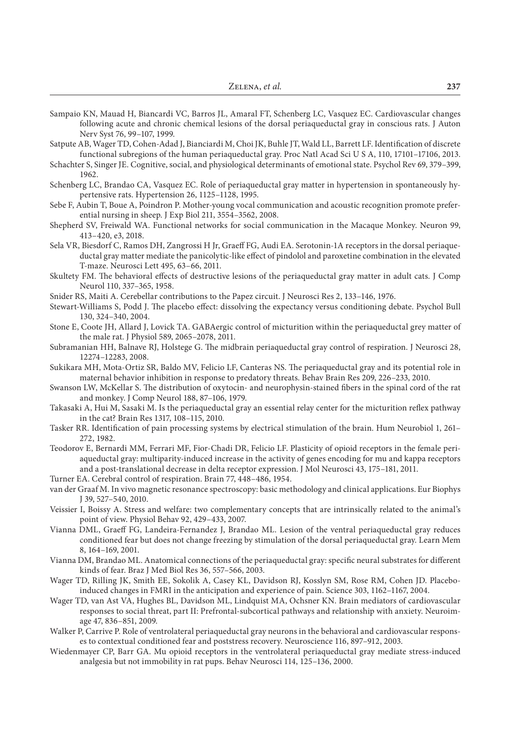Sampaio KN, Mauad H, Biancardi VC, Barros JL, Amaral FT, Schenberg LC, Vasquez EC. Cardiovascular changes following acute and chronic chemical lesions of the dorsal periaqueductal gray in conscious rats. J Auton Nerv Syst 76, 99–107, 1999.

Satpute AB, Wager TD, Cohen-Adad J, Bianciardi M, Choi JK, Buhle JT, Wald LL, Barrett LF. Identification of discrete functional subregions of the human periaqueductal gray. Proc Natl Acad Sci U S A, 110, 17101–17106, 2013.

Schachter S, Singer JE. Cognitive, social, and physiological determinants of emotional state. Psychol Rev 69, 379–399, 1962.

Schenberg LC, Brandao CA, Vasquez EC. Role of periaqueductal gray matter in hypertension in spontaneously hypertensive rats. Hypertension 26, 1125–1128, 1995.

Sebe F, Aubin T, Boue A, Poindron P. Mother-young vocal communication and acoustic recognition promote preferential nursing in sheep. J Exp Biol 211, 3554–3562, 2008.

Shepherd SV, Freiwald WA. Functional networks for social communication in the Macaque Monkey. Neuron 99, 413–420, e3, 2018.

Sela VR, Biesdorf C, Ramos DH, Zangrossi H Jr, Graeff FG, Audi EA. Serotonin-1A receptors in the dorsal periaqueductal gray matter mediate the panicolytic-like effect of pindolol and paroxetine combination in the elevated T-maze. Neurosci Lett 495, 63–66, 2011.

Skultety FM. The behavioral effects of destructive lesions of the periaqueductal gray matter in adult cats. J Comp Neurol 110, 337–365, 1958.

Snider RS, Maiti A. Cerebellar contributions to the Papez circuit. J Neurosci Res 2, 133–146, 1976.

Stewart-Williams S, Podd J. The placebo effect: dissolving the expectancy versus conditioning debate. Psychol Bull 130, 324–340, 2004.

Stone E, Coote JH, Allard J, Lovick TA. GABAergic control of micturition within the periaqueductal grey matter of the male rat. J Physiol 589, 2065–2078, 2011.

Subramanian HH, Balnave RJ, Holstege G. The midbrain periaqueductal gray control of respiration. J Neurosci 28, 12274–12283, 2008.

Sukikara MH, Mota-Ortiz SR, Baldo MV, Felicio LF, Canteras NS. The periaqueductal gray and its potential role in maternal behavior inhibition in response to predatory threats. Behav Brain Res 209, 226–233, 2010.

Swanson LW, McKellar S. The distribution of oxytocin- and neurophysin-stained fibers in the spinal cord of the rat and monkey. J Comp Neurol 188, 87–106, 1979.

Takasaki A, Hui M, Sasaki M. Is the periaqueductal gray an essential relay center for the micturition reflex pathway in the cat? Brain Res 1317, 108–115, 2010.

Tasker RR. Identification of pain processing systems by electrical stimulation of the brain. Hum Neurobiol 1, 261–272, 1982.

Teodorov E, Bernardi MM, Ferrari MF, Fior-Chadi DR, Felicio LF. Plasticity of opioid receptors in the female periaqueductal gray: multiparity-induced increase in the activity of genes encoding for mu and kappa receptors and a post-translational decrease in delta receptor expression. J Mol Neurosci 43, 175–181, 2011.

Turner EA. Cerebral control of respiration. Brain 77, 448–486, 1954.

van der Graaf M. In vivo magnetic resonance spectroscopy: basic methodology and clinical applications. Eur Biophys J 39, 527–540, 2010.

Veissier I, Boissy A. Stress and welfare: two complementary concepts that are intrinsically related to the animal's point of view. Physiol Behav 92, 429–433, 2007.

Vianna DML, Graeff FG, Landeira-Fernandez J, Brandao ML. Lesion of the ventral periaqueductal gray reduces conditioned fear but does not change freezing by stimulation of the dorsal periaqueductal gray. Learn Mem 8, 164–169, 2001.

Vianna DM, Brandao ML. Anatomical connections of the periaqueductal gray: specific neural substrates for different kinds of fear. Braz J Med Biol Res 36, 557–566, 2003.

Wager TD, Rilling JK, Smith EE, Sokolik A, Casey KL, Davidson RJ, Kosslyn SM, Rose RM, Cohen JD. Placebo-induced changes in FMRI in the anticipation and experience of pain. Science 303, 1162–1167, 2004.

Wager TD, van Ast VA, Hughes BL, Davidson ML, Lindquist MA, Ochsner KN. Brain mediators of cardiovascular responses to social threat, part II: Prefrontal-subcortical pathways and relationship with anxiety. Neuroimage 47, 836–851, 2009.

Walker P, Carrive P. Role of ventrolateral periaqueductal gray neurons in the behavioral and cardiovascular responses to contextual conditioned fear and poststress recovery. Neuroscience 116, 897–912, 2003.

Wiedenmayer CP, Barr GA. Mu opioid receptors in the ventrolateral periaqueductal gray mediate stress-induced analgesia but not immobility in rat pups. Behav Neurosci 114, 125–136, 2000.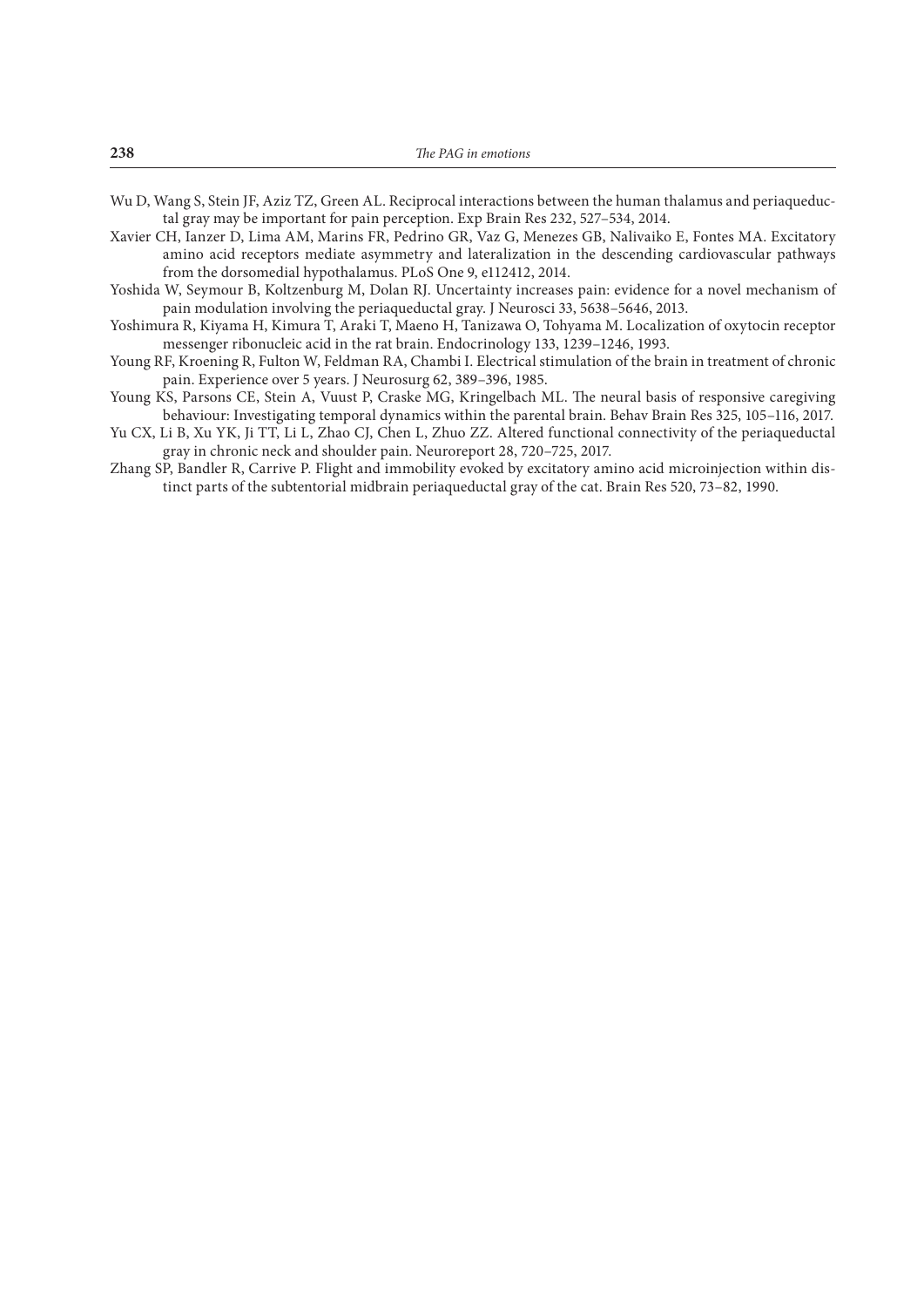Wu D, Wang S, Stein JF, Aziz TZ, Green AL. Reciprocal interactions between the human thalamus and periaqueductal gray may be important for pain perception. Exp Brain Res 232, 527–534, 2014.

Xavier CH, Ianzer D, Lima AM, Marins FR, Pedrino GR, Vaz G, Menezes GB, Nalivaiko E, Fontes MA. Excitatory amino acid receptors mediate asymmetry and lateralization in the descending cardiovascular pathways from the dorsomedial hypothalamus. PLoS One 9, e112412, 2014.

Yoshida W, Seymour B, Koltzenburg M, Dolan RJ. Uncertainty increases pain: evidence for a novel mechanism of pain modulation involving the periaqueductal gray. J Neurosci 33, 5638–5646, 2013.

Yoshimura R, Kiyama H, Kimura T, Araki T, Maeno H, Tanizawa O, Tohyama M. Localization of oxytocin receptor messenger ribonucleic acid in the rat brain. Endocrinology 133, 1239–1246, 1993.

Young RF, Kroening R, Fulton W, Feldman RA, Chambi I. Electrical stimulation of the brain in treatment of chronic pain. Experience over 5 years. J Neurosurg 62, 389–396, 1985.

Young KS, Parsons CE, Stein A, Vuust P, Craske MG, Kringelbach ML. The neural basis of responsive caregiving behaviour: Investigating temporal dynamics within the parental brain. Behav Brain Res 325, 105–116, 2017.

Yu CX, Li B, Xu YK, Ji TT, Li L, Zhao CJ, Chen L, Zhuo ZZ. Altered functional connectivity of the periaqueductal gray in chronic neck and shoulder pain. Neuroreport 28, 720–725, 2017.

Zhang SP, Bandler R, Carrive P. Flight and immobility evoked by excitatory amino acid microinjection within distinct parts of the subtentorial midbrain periaqueductal gray of the cat. Brain Res 520, 73–82, 1990.